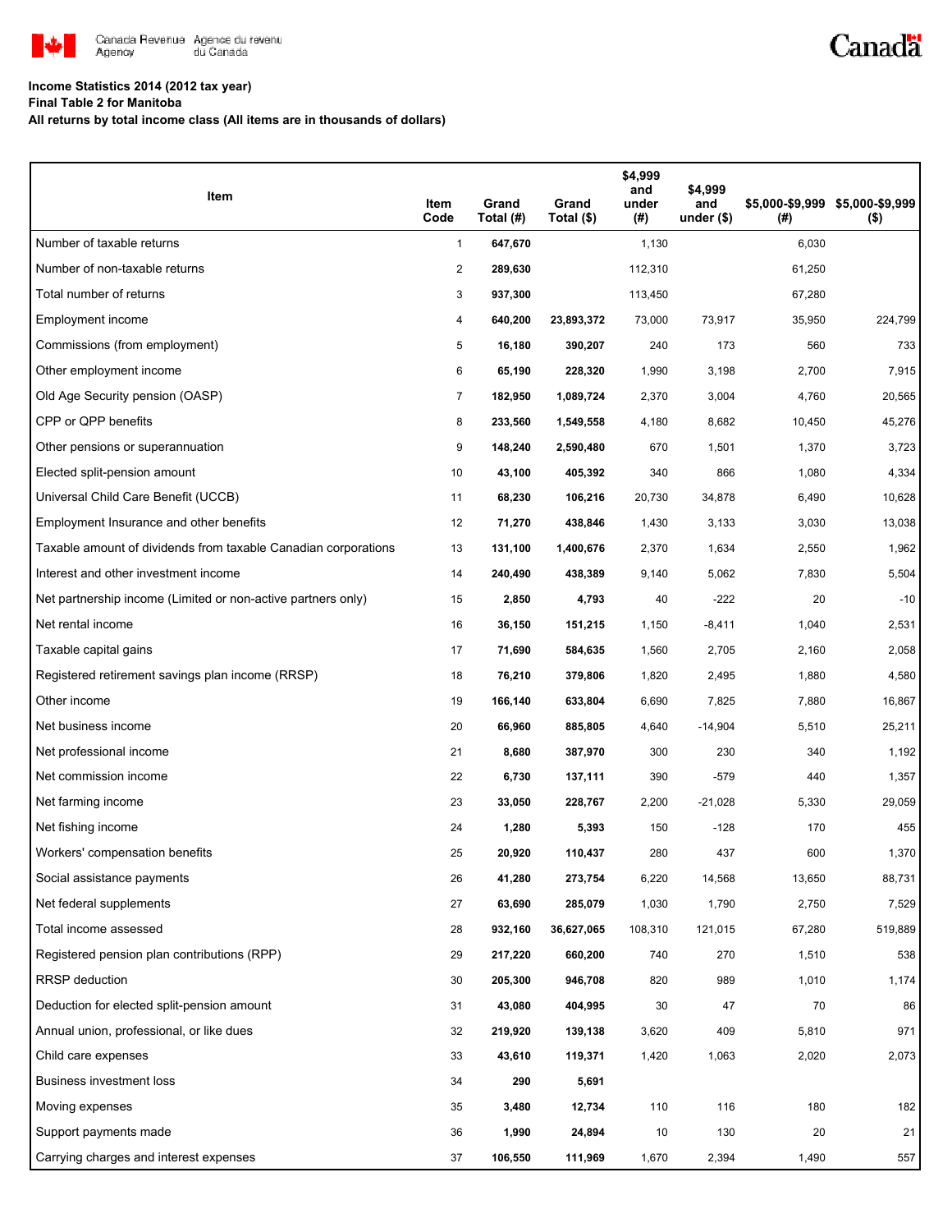Canada Revenue Agency / Agence du revenu du Canada

**Income Statistics 2014 (2012 tax year)**

**Final Table 2 for Manitoba**

**All returns by total income class (All items are in thousands of dollars)**

| Item | Item Code | Grand Total (#) | Grand Total ($) | $4,999 and under (#) | $4,999 and under ($) | $5,000-$9,999 (#) | $5,000-$9,999 ($) |
|---|---|---|---|---|---|---|---|
| Number of taxable returns | 1 | 647,670 | | 1,130 | | 6,030 | |
| Number of non-taxable returns | 2 | 289,630 | | 112,310 | | 61,250 | |
| Total number of returns | 3 | 937,300 | | 113,450 | | 67,280 | |
| Employment income | 4 | 640,200 | 23,893,372 | 73,000 | 73,917 | 35,950 | 224,799 |
| Commissions (from employment) | 5 | 16,180 | 390,207 | 240 | 173 | 560 | 733 |
| Other employment income | 6 | 65,190 | 228,320 | 1,990 | 3,198 | 2,700 | 7,915 |
| Old Age Security pension (OASP) | 7 | 182,950 | 1,089,724 | 2,370 | 3,004 | 4,760 | 20,565 |
| CPP or QPP benefits | 8 | 233,560 | 1,549,558 | 4,180 | 8,682 | 10,450 | 45,276 |
| Other pensions or superannuation | 9 | 148,240 | 2,590,480 | 670 | 1,501 | 1,370 | 3,723 |
| Elected split-pension amount | 10 | 43,100 | 405,392 | 340 | 866 | 1,080 | 4,334 |
| Universal Child Care Benefit (UCCB) | 11 | 68,230 | 106,216 | 20,730 | 34,878 | 6,490 | 10,628 |
| Employment Insurance and other benefits | 12 | 71,270 | 438,846 | 1,430 | 3,133 | 3,030 | 13,038 |
| Taxable amount of dividends from taxable Canadian corporations | 13 | 131,100 | 1,400,676 | 2,370 | 1,634 | 2,550 | 1,962 |
| Interest and other investment income | 14 | 240,490 | 438,389 | 9,140 | 5,062 | 7,830 | 5,504 |
| Net partnership income (Limited or non-active partners only) | 15 | 2,850 | 4,793 | 40 | -222 | 20 | -10 |
| Net rental income | 16 | 36,150 | 151,215 | 1,150 | -8,411 | 1,040 | 2,531 |
| Taxable capital gains | 17 | 71,690 | 584,635 | 1,560 | 2,705 | 2,160 | 2,058 |
| Registered retirement savings plan income (RRSP) | 18 | 76,210 | 379,806 | 1,820 | 2,495 | 1,880 | 4,580 |
| Other income | 19 | 166,140 | 633,804 | 6,690 | 7,825 | 7,880 | 16,867 |
| Net business income | 20 | 66,960 | 885,805 | 4,640 | -14,904 | 5,510 | 25,211 |
| Net professional income | 21 | 8,680 | 387,970 | 300 | 230 | 340 | 1,192 |
| Net commission income | 22 | 6,730 | 137,111 | 390 | -579 | 440 | 1,357 |
| Net farming income | 23 | 33,050 | 228,767 | 2,200 | -21,028 | 5,330 | 29,059 |
| Net fishing income | 24 | 1,280 | 5,393 | 150 | -128 | 170 | 455 |
| Workers' compensation benefits | 25 | 20,920 | 110,437 | 280 | 437 | 600 | 1,370 |
| Social assistance payments | 26 | 41,280 | 273,754 | 6,220 | 14,568 | 13,650 | 88,731 |
| Net federal supplements | 27 | 63,690 | 285,079 | 1,030 | 1,790 | 2,750 | 7,529 |
| Total income assessed | 28 | 932,160 | 36,627,065 | 108,310 | 121,015 | 67,280 | 519,889 |
| Registered pension plan contributions (RPP) | 29 | 217,220 | 660,200 | 740 | 270 | 1,510 | 538 |
| RRSP deduction | 30 | 205,300 | 946,708 | 820 | 989 | 1,010 | 1,174 |
| Deduction for elected split-pension amount | 31 | 43,080 | 404,995 | 30 | 47 | 70 | 86 |
| Annual union, professional, or like dues | 32 | 219,920 | 139,138 | 3,620 | 409 | 5,810 | 971 |
| Child care expenses | 33 | 43,610 | 119,371 | 1,420 | 1,063 | 2,020 | 2,073 |
| Business investment loss | 34 | 290 | 5,691 | | | | |
| Moving expenses | 35 | 3,480 | 12,734 | 110 | 116 | 180 | 182 |
| Support payments made | 36 | 1,990 | 24,894 | 10 | 130 | 20 | 21 |
| Carrying charges and interest expenses | 37 | 106,550 | 111,969 | 1,670 | 2,394 | 1,490 | 557 |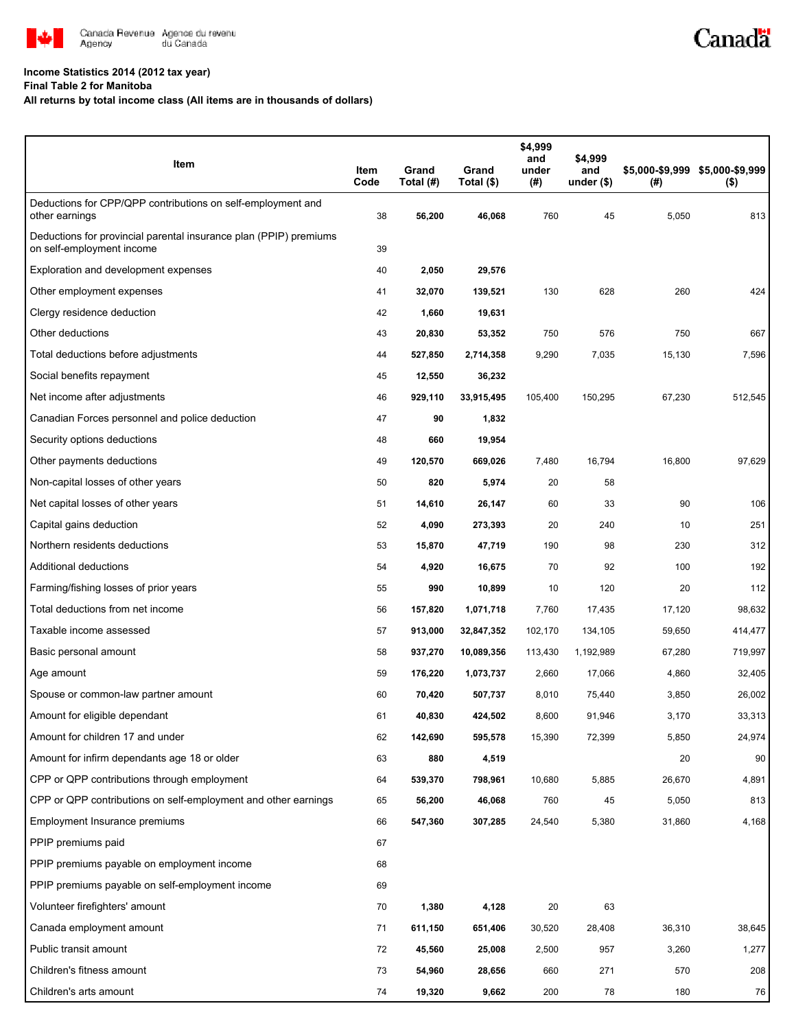Canada Revenue Agency / Agence du revenu du Canada

**Income Statistics 2014 (2012 tax year)**
**Final Table 2 for Manitoba**
**All returns by total income class (All items are in thousands of dollars)**

| Item | Item Code | Grand Total (#) | Grand Total ($) | $4,999 and under (#) | $4,999 and under ($) | $5,000-$9,999 (#) | $5,000-$9,999 ($) |
|---|---|---|---|---|---|---|---|
| Deductions for CPP/QPP contributions on self-employment and other earnings | 38 | **56,200** | **46,068** | 760 | 45 | 5,050 | 813 |
| Deductions for provincial parental insurance plan (PPIP) premiums on self-employment income | 39 | | | | | | |
| Exploration and development expenses | 40 | **2,050** | **29,576** | | | | |
| Other employment expenses | 41 | **32,070** | **139,521** | 130 | 628 | 260 | 424 |
| Clergy residence deduction | 42 | **1,660** | **19,631** | | | | |
| Other deductions | 43 | **20,830** | **53,352** | 750 | 576 | 750 | 667 |
| Total deductions before adjustments | 44 | **527,850** | **2,714,358** | 9,290 | 7,035 | 15,130 | 7,596 |
| Social benefits repayment | 45 | **12,550** | **36,232** | | | | |
| Net income after adjustments | 46 | **929,110** | **33,915,495** | 105,400 | 150,295 | 67,230 | 512,545 |
| Canadian Forces personnel and police deduction | 47 | **90** | **1,832** | | | | |
| Security options deductions | 48 | **660** | **19,954** | | | | |
| Other payments deductions | 49 | **120,570** | **669,026** | 7,480 | 16,794 | 16,800 | 97,629 |
| Non-capital losses of other years | 50 | **820** | **5,974** | 20 | 58 | | |
| Net capital losses of other years | 51 | **14,610** | **26,147** | 60 | 33 | 90 | 106 |
| Capital gains deduction | 52 | **4,090** | **273,393** | 20 | 240 | 10 | 251 |
| Northern residents deductions | 53 | **15,870** | **47,719** | 190 | 98 | 230 | 312 |
| Additional deductions | 54 | **4,920** | **16,675** | 70 | 92 | 100 | 192 |
| Farming/fishing losses of prior years | 55 | **990** | **10,899** | 10 | 120 | 20 | 112 |
| Total deductions from net income | 56 | **157,820** | **1,071,718** | 7,760 | 17,435 | 17,120 | 98,632 |
| Taxable income assessed | 57 | **913,000** | **32,847,352** | 102,170 | 134,105 | 59,650 | 414,477 |
| Basic personal amount | 58 | **937,270** | **10,089,356** | 113,430 | 1,192,989 | 67,280 | 719,997 |
| Age amount | 59 | **176,220** | **1,073,737** | 2,660 | 17,066 | 4,860 | 32,405 |
| Spouse or common-law partner amount | 60 | **70,420** | **507,737** | 8,010 | 75,440 | 3,850 | 26,002 |
| Amount for eligible dependant | 61 | **40,830** | **424,502** | 8,600 | 91,946 | 3,170 | 33,313 |
| Amount for children 17 and under | 62 | **142,690** | **595,578** | 15,390 | 72,399 | 5,850 | 24,974 |
| Amount for infirm dependants age 18 or older | 63 | **880** | **4,519** | | | 20 | 90 |
| CPP or QPP contributions through employment | 64 | **539,370** | **798,961** | 10,680 | 5,885 | 26,670 | 4,891 |
| CPP or QPP contributions on self-employment and other earnings | 65 | **56,200** | **46,068** | 760 | 45 | 5,050 | 813 |
| Employment Insurance premiums | 66 | **547,360** | **307,285** | 24,540 | 5,380 | 31,860 | 4,168 |
| PPIP premiums paid | 67 | | | | | | |
| PPIP premiums payable on employment income | 68 | | | | | | |
| PPIP premiums payable on self-employment income | 69 | | | | | | |
| Volunteer firefighters' amount | 70 | **1,380** | **4,128** | 20 | 63 | | |
| Canada employment amount | 71 | **611,150** | **651,406** | 30,520 | 28,408 | 36,310 | 38,645 |
| Public transit amount | 72 | **45,560** | **25,008** | 2,500 | 957 | 3,260 | 1,277 |
| Children's fitness amount | 73 | **54,960** | **28,656** | 660 | 271 | 570 | 208 |
| Children's arts amount | 74 | **19,320** | **9,662** | 200 | 78 | 180 | 76 |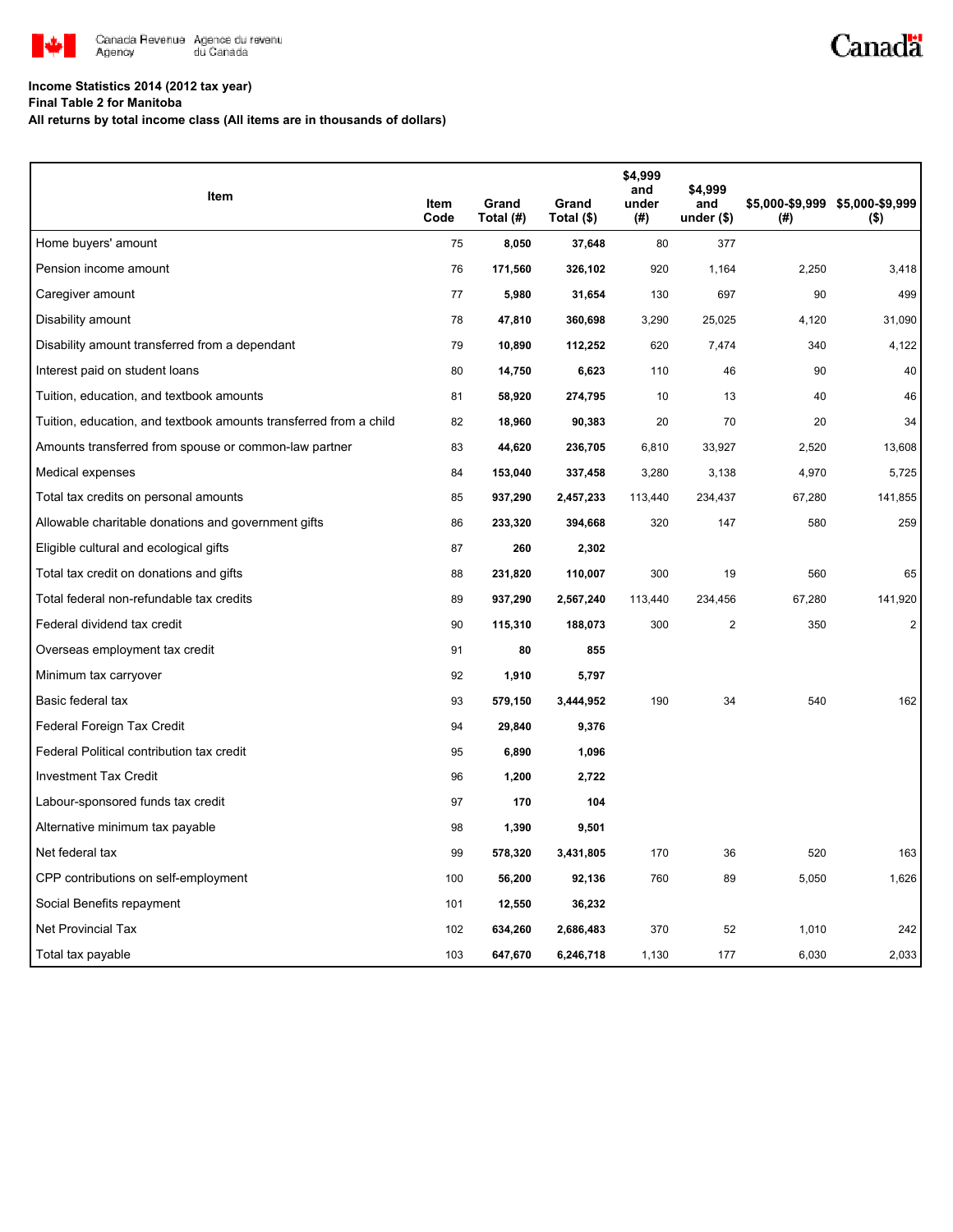Canada Revenue Agency / Agence du revenu du Canada

Canada

**Income Statistics 2014 (2012 tax year)**
**Final Table 2 for Manitoba**
**All returns by total income class (All items are in thousands of dollars)**

| Item | Item Code | Grand Total (#) | Grand Total ($) | $4,999 and under (#) | $4,999 and under ($) | $5,000-$9,999 (#) | $5,000-$9,999 ($) |
|---|---|---|---|---|---|---|---|
| Home buyers' amount | 75 | **8,050** | **37,648** | 80 | 377 | | |
| Pension income amount | 76 | **171,560** | **326,102** | 920 | 1,164 | 2,250 | 3,418 |
| Caregiver amount | 77 | **5,980** | **31,654** | 130 | 697 | 90 | 499 |
| Disability amount | 78 | **47,810** | **360,698** | 3,290 | 25,025 | 4,120 | 31,090 |
| Disability amount transferred from a dependant | 79 | **10,890** | **112,252** | 620 | 7,474 | 340 | 4,122 |
| Interest paid on student loans | 80 | **14,750** | **6,623** | 110 | 46 | 90 | 40 |
| Tuition, education, and textbook amounts | 81 | **58,920** | **274,795** | 10 | 13 | 40 | 46 |
| Tuition, education, and textbook amounts transferred from a child | 82 | **18,960** | **90,383** | 20 | 70 | 20 | 34 |
| Amounts transferred from spouse or common-law partner | 83 | **44,620** | **236,705** | 6,810 | 33,927 | 2,520 | 13,608 |
| Medical expenses | 84 | **153,040** | **337,458** | 3,280 | 3,138 | 4,970 | 5,725 |
| Total tax credits on personal amounts | 85 | **937,290** | **2,457,233** | 113,440 | 234,437 | 67,280 | 141,855 |
| Allowable charitable donations and government gifts | 86 | **233,320** | **394,668** | 320 | 147 | 580 | 259 |
| Eligible cultural and ecological gifts | 87 | **260** | **2,302** | | | | |
| Total tax credit on donations and gifts | 88 | **231,820** | **110,007** | 300 | 19 | 560 | 65 |
| Total federal non-refundable tax credits | 89 | **937,290** | **2,567,240** | 113,440 | 234,456 | 67,280 | 141,920 |
| Federal dividend tax credit | 90 | **115,310** | **188,073** | 300 | 2 | 350 | 2 |
| Overseas employment tax credit | 91 | **80** | **855** | | | | |
| Minimum tax carryover | 92 | **1,910** | **5,797** | | | | |
| Basic federal tax | 93 | **579,150** | **3,444,952** | 190 | 34 | 540 | 162 |
| Federal Foreign Tax Credit | 94 | **29,840** | **9,376** | | | | |
| Federal Political contribution tax credit | 95 | **6,890** | **1,096** | | | | |
| Investment Tax Credit | 96 | **1,200** | **2,722** | | | | |
| Labour-sponsored funds tax credit | 97 | **170** | **104** | | | | |
| Alternative minimum tax payable | 98 | **1,390** | **9,501** | | | | |
| Net federal tax | 99 | **578,320** | **3,431,805** | 170 | 36 | 520 | 163 |
| CPP contributions on self-employment | 100 | **56,200** | **92,136** | 760 | 89 | 5,050 | 1,626 |
| Social Benefits repayment | 101 | **12,550** | **36,232** | | | | |
| Net Provincial Tax | 102 | **634,260** | **2,686,483** | 370 | 52 | 1,010 | 242 |
| Total tax payable | 103 | **647,670** | **6,246,718** | 1,130 | 177 | 6,030 | 2,033 |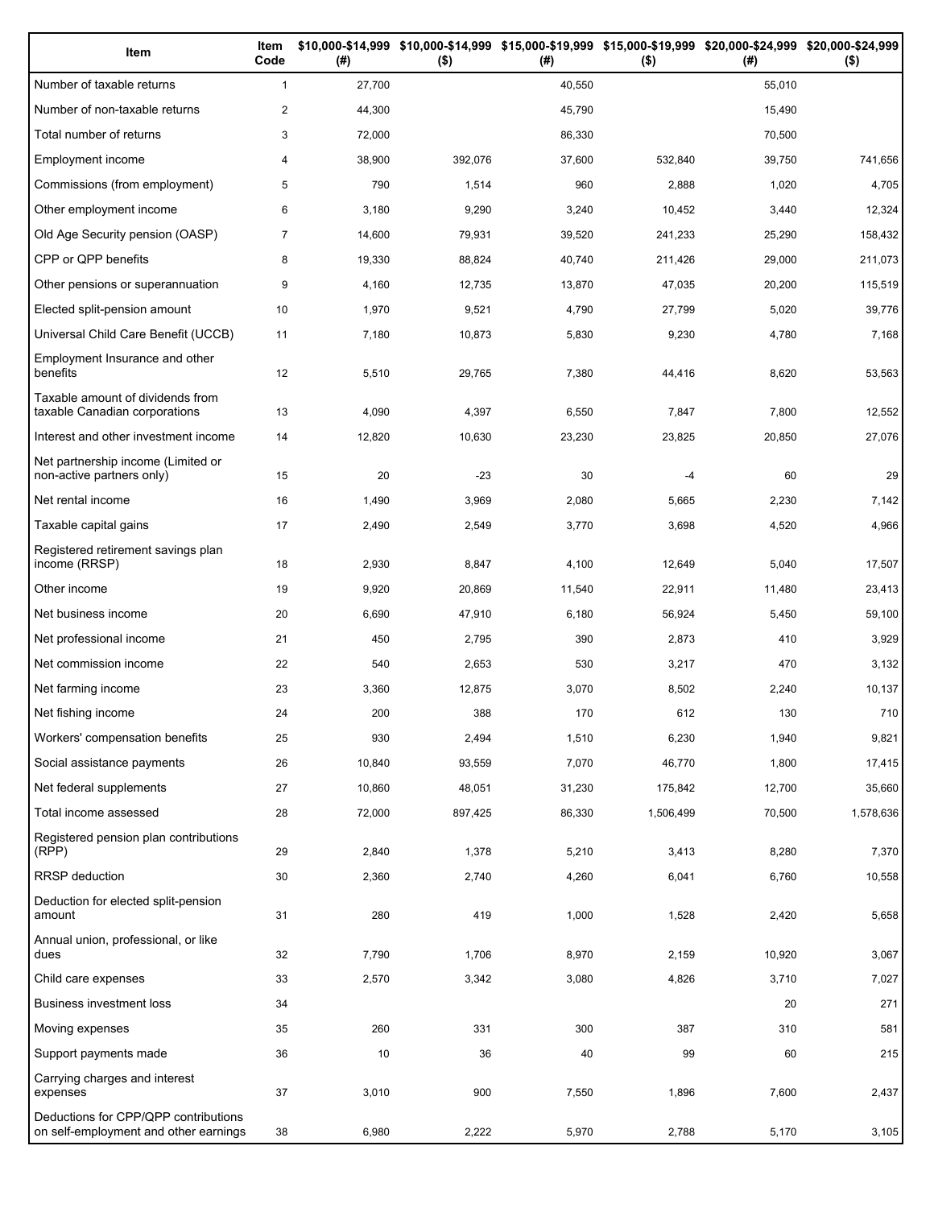| Item | Item Code | $10,000-$14,999 (#) | $10,000-$14,999 ($) | $15,000-$19,999 (#) | $15,000-$19,999 ($) | $20,000-$24,999 (#) | $20,000-$24,999 ($) |
|---|---|---|---|---|---|---|---|
| Number of taxable returns | 1 | 27,700 | | 40,550 | | 55,010 | |
| Number of non-taxable returns | 2 | 44,300 | | 45,790 | | 15,490 | |
| Total number of returns | 3 | 72,000 | | 86,330 | | 70,500 | |
| Employment income | 4 | 38,900 | 392,076 | 37,600 | 532,840 | 39,750 | 741,656 |
| Commissions (from employment) | 5 | 790 | 1,514 | 960 | 2,888 | 1,020 | 4,705 |
| Other employment income | 6 | 3,180 | 9,290 | 3,240 | 10,452 | 3,440 | 12,324 |
| Old Age Security pension (OASP) | 7 | 14,600 | 79,931 | 39,520 | 241,233 | 25,290 | 158,432 |
| CPP or QPP benefits | 8 | 19,330 | 88,824 | 40,740 | 211,426 | 29,000 | 211,073 |
| Other pensions or superannuation | 9 | 4,160 | 12,735 | 13,870 | 47,035 | 20,200 | 115,519 |
| Elected split-pension amount | 10 | 1,970 | 9,521 | 4,790 | 27,799 | 5,020 | 39,776 |
| Universal Child Care Benefit (UCCB) | 11 | 7,180 | 10,873 | 5,830 | 9,230 | 4,780 | 7,168 |
| Employment Insurance and other benefits | 12 | 5,510 | 29,765 | 7,380 | 44,416 | 8,620 | 53,563 |
| Taxable amount of dividends from taxable Canadian corporations | 13 | 4,090 | 4,397 | 6,550 | 7,847 | 7,800 | 12,552 |
| Interest and other investment income | 14 | 12,820 | 10,630 | 23,230 | 23,825 | 20,850 | 27,076 |
| Net partnership income (Limited or non-active partners only) | 15 | 20 | -23 | 30 | -4 | 60 | 29 |
| Net rental income | 16 | 1,490 | 3,969 | 2,080 | 5,665 | 2,230 | 7,142 |
| Taxable capital gains | 17 | 2,490 | 2,549 | 3,770 | 3,698 | 4,520 | 4,966 |
| Registered retirement savings plan income (RRSP) | 18 | 2,930 | 8,847 | 4,100 | 12,649 | 5,040 | 17,507 |
| Other income | 19 | 9,920 | 20,869 | 11,540 | 22,911 | 11,480 | 23,413 |
| Net business income | 20 | 6,690 | 47,910 | 6,180 | 56,924 | 5,450 | 59,100 |
| Net professional income | 21 | 450 | 2,795 | 390 | 2,873 | 410 | 3,929 |
| Net commission income | 22 | 540 | 2,653 | 530 | 3,217 | 470 | 3,132 |
| Net farming income | 23 | 3,360 | 12,875 | 3,070 | 8,502 | 2,240 | 10,137 |
| Net fishing income | 24 | 200 | 388 | 170 | 612 | 130 | 710 |
| Workers' compensation benefits | 25 | 930 | 2,494 | 1,510 | 6,230 | 1,940 | 9,821 |
| Social assistance payments | 26 | 10,840 | 93,559 | 7,070 | 46,770 | 1,800 | 17,415 |
| Net federal supplements | 27 | 10,860 | 48,051 | 31,230 | 175,842 | 12,700 | 35,660 |
| Total income assessed | 28 | 72,000 | 897,425 | 86,330 | 1,506,499 | 70,500 | 1,578,636 |
| Registered pension plan contributions (RPP) | 29 | 2,840 | 1,378 | 5,210 | 3,413 | 8,280 | 7,370 |
| RRSP deduction | 30 | 2,360 | 2,740 | 4,260 | 6,041 | 6,760 | 10,558 |
| Deduction for elected split-pension amount | 31 | 280 | 419 | 1,000 | 1,528 | 2,420 | 5,658 |
| Annual union, professional, or like dues | 32 | 7,790 | 1,706 | 8,970 | 2,159 | 10,920 | 3,067 |
| Child care expenses | 33 | 2,570 | 3,342 | 3,080 | 4,826 | 3,710 | 7,027 |
| Business investment loss | 34 | | | | | 20 | 271 |
| Moving expenses | 35 | 260 | 331 | 300 | 387 | 310 | 581 |
| Support payments made | 36 | 10 | 36 | 40 | 99 | 60 | 215 |
| Carrying charges and interest expenses | 37 | 3,010 | 900 | 7,550 | 1,896 | 7,600 | 2,437 |
| Deductions for CPP/QPP contributions on self-employment and other earnings | 38 | 6,980 | 2,222 | 5,970 | 2,788 | 5,170 | 3,105 |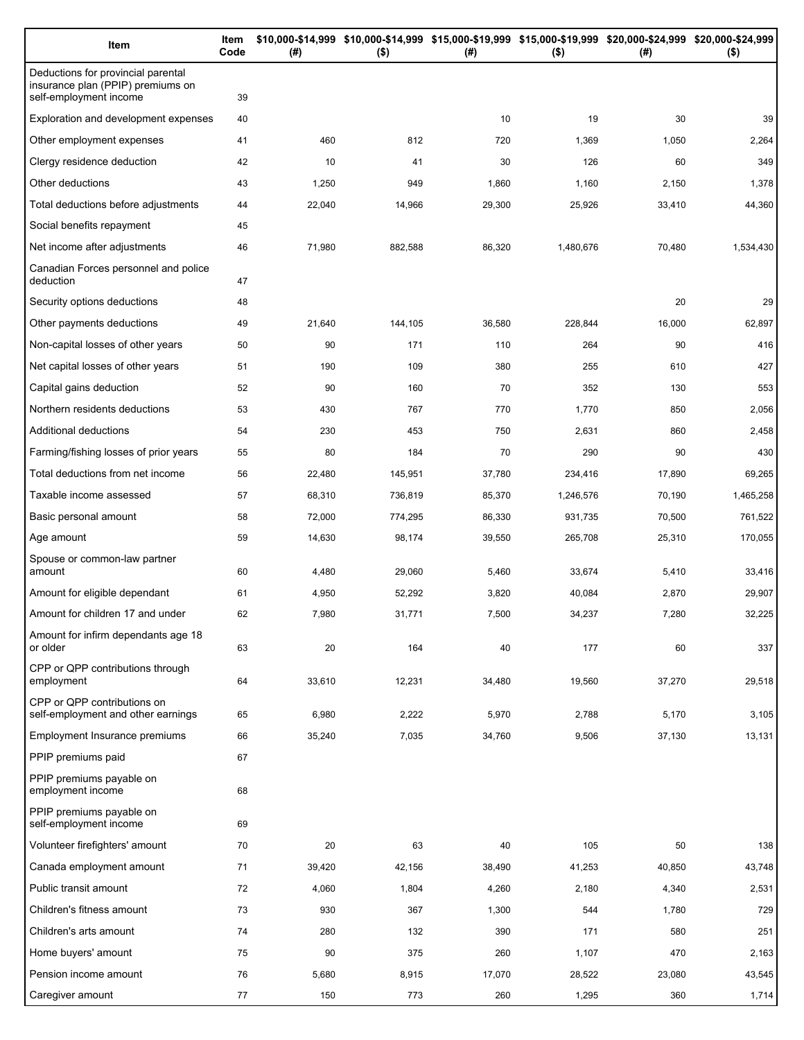| Item | Item Code | \$10,000-\$14,999 (#) | \$10,000-\$14,999 (\$) | \$15,000-\$19,999 (#) | \$15,000-\$19,999 (\$) | \$20,000-\$24,999 (#) | \$20,000-\$24,999 (\$) |
|---|---|---|---|---|---|---|---|
| Deductions for provincial parental insurance plan (PPIP) premiums on self-employment income | 39 | | | | | | |
| Exploration and development expenses | 40 | | | 10 | 19 | 30 | 39 |
| Other employment expenses | 41 | 460 | 812 | 720 | 1,369 | 1,050 | 2,264 |
| Clergy residence deduction | 42 | 10 | 41 | 30 | 126 | 60 | 349 |
| Other deductions | 43 | 1,250 | 949 | 1,860 | 1,160 | 2,150 | 1,378 |
| Total deductions before adjustments | 44 | 22,040 | 14,966 | 29,300 | 25,926 | 33,410 | 44,360 |
| Social benefits repayment | 45 | | | | | | |
| Net income after adjustments | 46 | 71,980 | 882,588 | 86,320 | 1,480,676 | 70,480 | 1,534,430 |
| Canadian Forces personnel and police deduction | 47 | | | | | | |
| Security options deductions | 48 | | | | | 20 | 29 |
| Other payments deductions | 49 | 21,640 | 144,105 | 36,580 | 228,844 | 16,000 | 62,897 |
| Non-capital losses of other years | 50 | 90 | 171 | 110 | 264 | 90 | 416 |
| Net capital losses of other years | 51 | 190 | 109 | 380 | 255 | 610 | 427 |
| Capital gains deduction | 52 | 90 | 160 | 70 | 352 | 130 | 553 |
| Northern residents deductions | 53 | 430 | 767 | 770 | 1,770 | 850 | 2,056 |
| Additional deductions | 54 | 230 | 453 | 750 | 2,631 | 860 | 2,458 |
| Farming/fishing losses of prior years | 55 | 80 | 184 | 70 | 290 | 90 | 430 |
| Total deductions from net income | 56 | 22,480 | 145,951 | 37,780 | 234,416 | 17,890 | 69,265 |
| Taxable income assessed | 57 | 68,310 | 736,819 | 85,370 | 1,246,576 | 70,190 | 1,465,258 |
| Basic personal amount | 58 | 72,000 | 774,295 | 86,330 | 931,735 | 70,500 | 761,522 |
| Age amount | 59 | 14,630 | 98,174 | 39,550 | 265,708 | 25,310 | 170,055 |
| Spouse or common-law partner amount | 60 | 4,480 | 29,060 | 5,460 | 33,674 | 5,410 | 33,416 |
| Amount for eligible dependant | 61 | 4,950 | 52,292 | 3,820 | 40,084 | 2,870 | 29,907 |
| Amount for children 17 and under | 62 | 7,980 | 31,771 | 7,500 | 34,237 | 7,280 | 32,225 |
| Amount for infirm dependants age 18 or older | 63 | 20 | 164 | 40 | 177 | 60 | 337 |
| CPP or QPP contributions through employment | 64 | 33,610 | 12,231 | 34,480 | 19,560 | 37,270 | 29,518 |
| CPP or QPP contributions on self-employment and other earnings | 65 | 6,980 | 2,222 | 5,970 | 2,788 | 5,170 | 3,105 |
| Employment Insurance premiums | 66 | 35,240 | 7,035 | 34,760 | 9,506 | 37,130 | 13,131 |
| PPIP premiums paid | 67 | | | | | | |
| PPIP premiums payable on employment income | 68 | | | | | | |
| PPIP premiums payable on self-employment income | 69 | | | | | | |
| Volunteer firefighters' amount | 70 | 20 | 63 | 40 | 105 | 50 | 138 |
| Canada employment amount | 71 | 39,420 | 42,156 | 38,490 | 41,253 | 40,850 | 43,748 |
| Public transit amount | 72 | 4,060 | 1,804 | 4,260 | 2,180 | 4,340 | 2,531 |
| Children's fitness amount | 73 | 930 | 367 | 1,300 | 544 | 1,780 | 729 |
| Children's arts amount | 74 | 280 | 132 | 390 | 171 | 580 | 251 |
| Home buyers' amount | 75 | 90 | 375 | 260 | 1,107 | 470 | 2,163 |
| Pension income amount | 76 | 5,680 | 8,915 | 17,070 | 28,522 | 23,080 | 43,545 |
| Caregiver amount | 77 | 150 | 773 | 260 | 1,295 | 360 | 1,714 |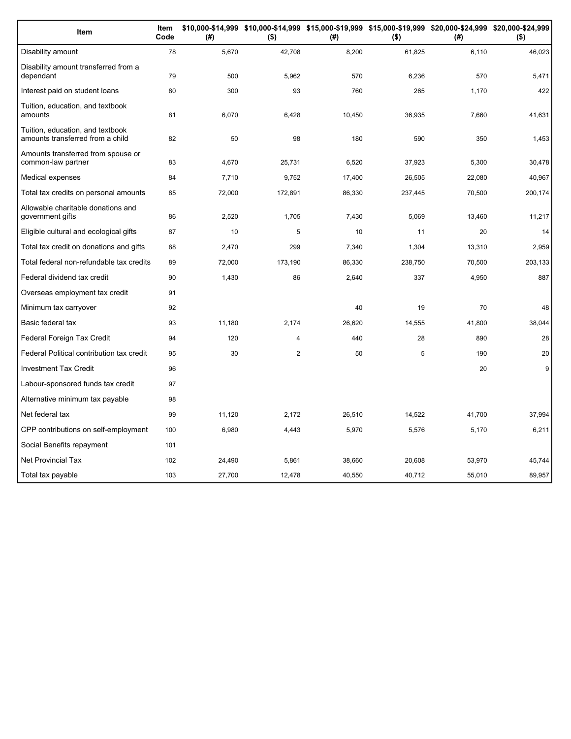| Item | Item Code | $10,000-$14,999 (#) | $10,000-$14,999 ($) | $15,000-$19,999 (#) | $15,000-$19,999 ($) | $20,000-$24,999 (#) | $20,000-$24,999 ($) |
|---|---|---|---|---|---|---|---|
| Disability amount | 78 | 5,670 | 42,708 | 8,200 | 61,825 | 6,110 | 46,023 |
| Disability amount transferred from a dependant | 79 | 500 | 5,962 | 570 | 6,236 | 570 | 5,471 |
| Interest paid on student loans | 80 | 300 | 93 | 760 | 265 | 1,170 | 422 |
| Tuition, education, and textbook amounts | 81 | 6,070 | 6,428 | 10,450 | 36,935 | 7,660 | 41,631 |
| Tuition, education, and textbook amounts transferred from a child | 82 | 50 | 98 | 180 | 590 | 350 | 1,453 |
| Amounts transferred from spouse or common-law partner | 83 | 4,670 | 25,731 | 6,520 | 37,923 | 5,300 | 30,478 |
| Medical expenses | 84 | 7,710 | 9,752 | 17,400 | 26,505 | 22,080 | 40,967 |
| Total tax credits on personal amounts | 85 | 72,000 | 172,891 | 86,330 | 237,445 | 70,500 | 200,174 |
| Allowable charitable donations and government gifts | 86 | 2,520 | 1,705 | 7,430 | 5,069 | 13,460 | 11,217 |
| Eligible cultural and ecological gifts | 87 | 10 | 5 | 10 | 11 | 20 | 14 |
| Total tax credit on donations and gifts | 88 | 2,470 | 299 | 7,340 | 1,304 | 13,310 | 2,959 |
| Total federal non-refundable tax credits | 89 | 72,000 | 173,190 | 86,330 | 238,750 | 70,500 | 203,133 |
| Federal dividend tax credit | 90 | 1,430 | 86 | 2,640 | 337 | 4,950 | 887 |
| Overseas employment tax credit | 91 | | | | | | |
| Minimum tax carryover | 92 | | | 40 | 19 | 70 | 48 |
| Basic federal tax | 93 | 11,180 | 2,174 | 26,620 | 14,555 | 41,800 | 38,044 |
| Federal Foreign Tax Credit | 94 | 120 | 4 | 440 | 28 | 890 | 28 |
| Federal Political contribution tax credit | 95 | 30 | 2 | 50 | 5 | 190 | 20 |
| Investment Tax Credit | 96 | | | | | 20 | 9 |
| Labour-sponsored funds tax credit | 97 | | | | | | |
| Alternative minimum tax payable | 98 | | | | | | |
| Net federal tax | 99 | 11,120 | 2,172 | 26,510 | 14,522 | 41,700 | 37,994 |
| CPP contributions on self-employment | 100 | 6,980 | 4,443 | 5,970 | 5,576 | 5,170 | 6,211 |
| Social Benefits repayment | 101 | | | | | | |
| Net Provincial Tax | 102 | 24,490 | 5,861 | 38,660 | 20,608 | 53,970 | 45,744 |
| Total tax payable | 103 | 27,700 | 12,478 | 40,550 | 40,712 | 55,010 | 89,957 |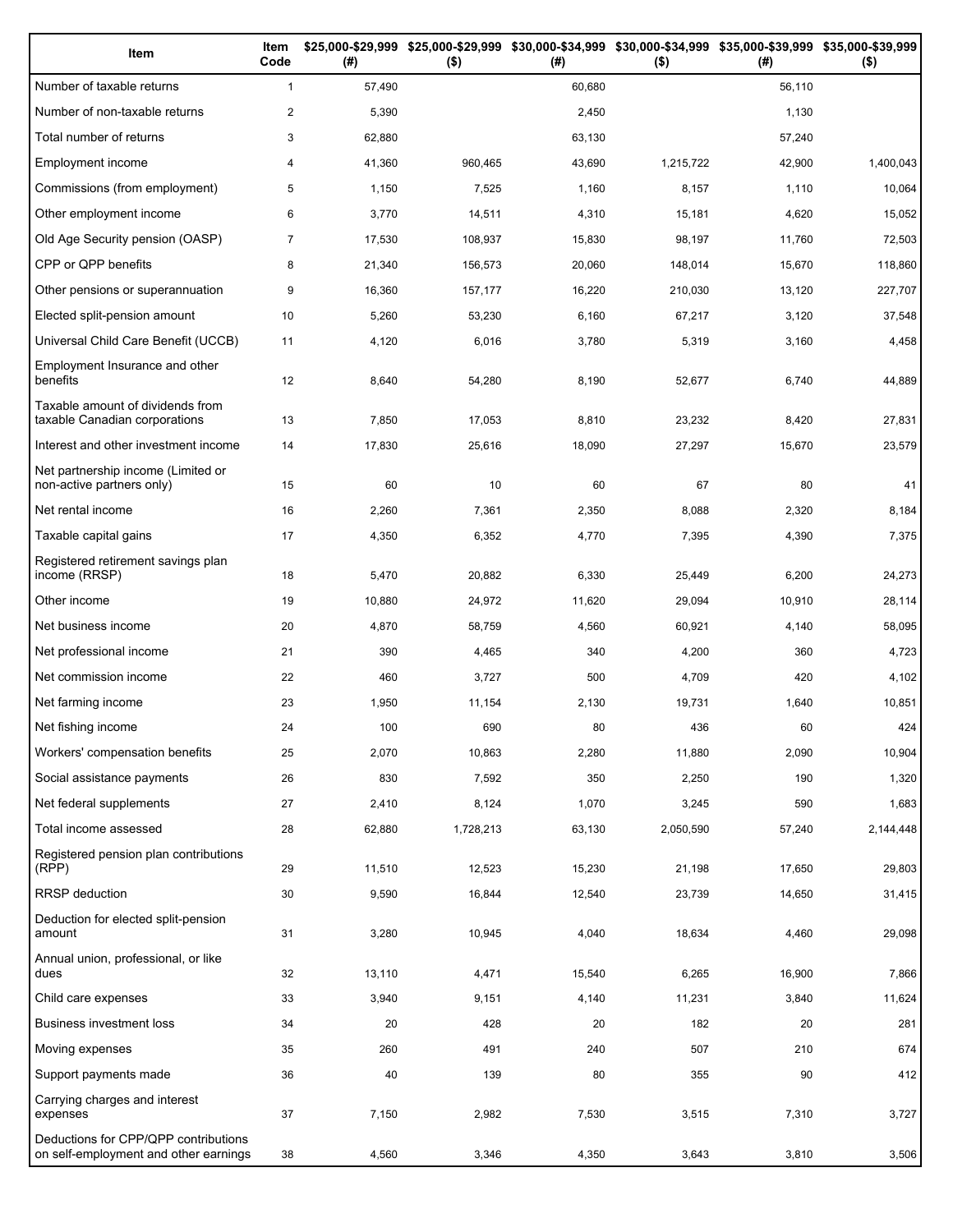| Item | Item Code | $25,000-$29,999 (#) | $25,000-$29,999 ($) | $30,000-$34,999 (#) | $30,000-$34,999 ($) | $35,000-$39,999 (#) | $35,000-$39,999 ($) |
|---|---|---|---|---|---|---|---|
| Number of taxable returns | 1 | 57,490 | | 60,680 | | 56,110 | |
| Number of non-taxable returns | 2 | 5,390 | | 2,450 | | 1,130 | |
| Total number of returns | 3 | 62,880 | | 63,130 | | 57,240 | |
| Employment income | 4 | 41,360 | 960,465 | 43,690 | 1,215,722 | 42,900 | 1,400,043 |
| Commissions (from employment) | 5 | 1,150 | 7,525 | 1,160 | 8,157 | 1,110 | 10,064 |
| Other employment income | 6 | 3,770 | 14,511 | 4,310 | 15,181 | 4,620 | 15,052 |
| Old Age Security pension (OASP) | 7 | 17,530 | 108,937 | 15,830 | 98,197 | 11,760 | 72,503 |
| CPP or QPP benefits | 8 | 21,340 | 156,573 | 20,060 | 148,014 | 15,670 | 118,860 |
| Other pensions or superannuation | 9 | 16,360 | 157,177 | 16,220 | 210,030 | 13,120 | 227,707 |
| Elected split-pension amount | 10 | 5,260 | 53,230 | 6,160 | 67,217 | 3,120 | 37,548 |
| Universal Child Care Benefit (UCCB) | 11 | 4,120 | 6,016 | 3,780 | 5,319 | 3,160 | 4,458 |
| Employment Insurance and other benefits | 12 | 8,640 | 54,280 | 8,190 | 52,677 | 6,740 | 44,889 |
| Taxable amount of dividends from taxable Canadian corporations | 13 | 7,850 | 17,053 | 8,810 | 23,232 | 8,420 | 27,831 |
| Interest and other investment income | 14 | 17,830 | 25,616 | 18,090 | 27,297 | 15,670 | 23,579 |
| Net partnership income (Limited or non-active partners only) | 15 | 60 | 10 | 60 | 67 | 80 | 41 |
| Net rental income | 16 | 2,260 | 7,361 | 2,350 | 8,088 | 2,320 | 8,184 |
| Taxable capital gains | 17 | 4,350 | 6,352 | 4,770 | 7,395 | 4,390 | 7,375 |
| Registered retirement savings plan income (RRSP) | 18 | 5,470 | 20,882 | 6,330 | 25,449 | 6,200 | 24,273 |
| Other income | 19 | 10,880 | 24,972 | 11,620 | 29,094 | 10,910 | 28,114 |
| Net business income | 20 | 4,870 | 58,759 | 4,560 | 60,921 | 4,140 | 58,095 |
| Net professional income | 21 | 390 | 4,465 | 340 | 4,200 | 360 | 4,723 |
| Net commission income | 22 | 460 | 3,727 | 500 | 4,709 | 420 | 4,102 |
| Net farming income | 23 | 1,950 | 11,154 | 2,130 | 19,731 | 1,640 | 10,851 |
| Net fishing income | 24 | 100 | 690 | 80 | 436 | 60 | 424 |
| Workers' compensation benefits | 25 | 2,070 | 10,863 | 2,280 | 11,880 | 2,090 | 10,904 |
| Social assistance payments | 26 | 830 | 7,592 | 350 | 2,250 | 190 | 1,320 |
| Net federal supplements | 27 | 2,410 | 8,124 | 1,070 | 3,245 | 590 | 1,683 |
| Total income assessed | 28 | 62,880 | 1,728,213 | 63,130 | 2,050,590 | 57,240 | 2,144,448 |
| Registered pension plan contributions (RPP) | 29 | 11,510 | 12,523 | 15,230 | 21,198 | 17,650 | 29,803 |
| RRSP deduction | 30 | 9,590 | 16,844 | 12,540 | 23,739 | 14,650 | 31,415 |
| Deduction for elected split-pension amount | 31 | 3,280 | 10,945 | 4,040 | 18,634 | 4,460 | 29,098 |
| Annual union, professional, or like dues | 32 | 13,110 | 4,471 | 15,540 | 6,265 | 16,900 | 7,866 |
| Child care expenses | 33 | 3,940 | 9,151 | 4,140 | 11,231 | 3,840 | 11,624 |
| Business investment loss | 34 | 20 | 428 | 20 | 182 | 20 | 281 |
| Moving expenses | 35 | 260 | 491 | 240 | 507 | 210 | 674 |
| Support payments made | 36 | 40 | 139 | 80 | 355 | 90 | 412 |
| Carrying charges and interest expenses | 37 | 7,150 | 2,982 | 7,530 | 3,515 | 7,310 | 3,727 |
| Deductions for CPP/QPP contributions on self-employment and other earnings | 38 | 4,560 | 3,346 | 4,350 | 3,643 | 3,810 | 3,506 |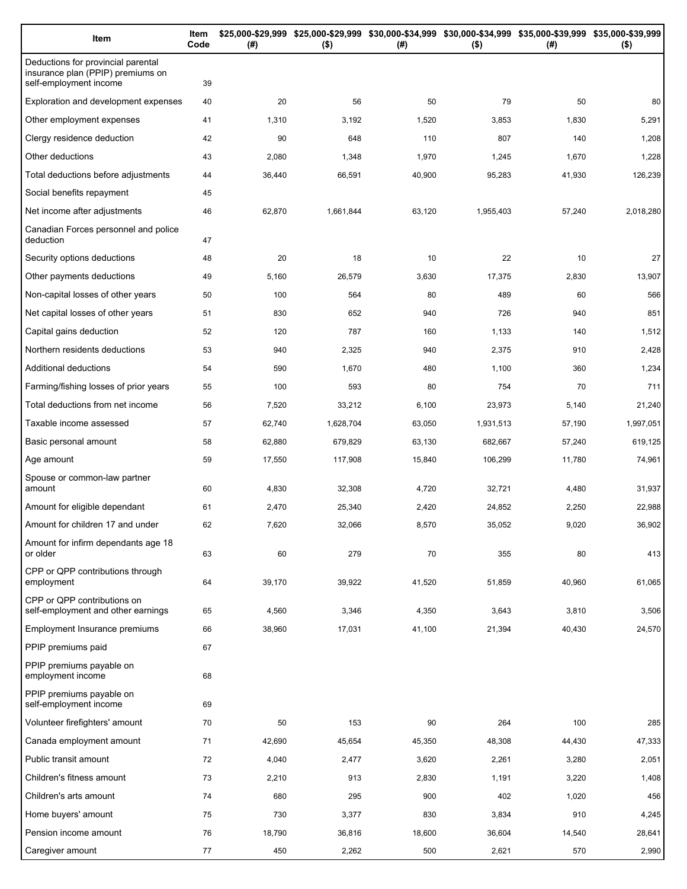| Item | Item Code | $25,000-$29,999 (#) | $25,000-$29,999 ($) | $30,000-$34,999 (#) | $30,000-$34,999 ($) | $35,000-$39,999 (#) | $35,000-$39,999 ($) |
| --- | --- | --- | --- | --- | --- | --- | --- |
| Deductions for provincial parental insurance plan (PPIP) premiums on self-employment income | 39 | | | | | | |
| Exploration and development expenses | 40 | 20 | 56 | 50 | 79 | 50 | 80 |
| Other employment expenses | 41 | 1,310 | 3,192 | 1,520 | 3,853 | 1,830 | 5,291 |
| Clergy residence deduction | 42 | 90 | 648 | 110 | 807 | 140 | 1,208 |
| Other deductions | 43 | 2,080 | 1,348 | 1,970 | 1,245 | 1,670 | 1,228 |
| Total deductions before adjustments | 44 | 36,440 | 66,591 | 40,900 | 95,283 | 41,930 | 126,239 |
| Social benefits repayment | 45 | | | | | | |
| Net income after adjustments | 46 | 62,870 | 1,661,844 | 63,120 | 1,955,403 | 57,240 | 2,018,280 |
| Canadian Forces personnel and police deduction | 47 | | | | | | |
| Security options deductions | 48 | 20 | 18 | 10 | 22 | 10 | 27 |
| Other payments deductions | 49 | 5,160 | 26,579 | 3,630 | 17,375 | 2,830 | 13,907 |
| Non-capital losses of other years | 50 | 100 | 564 | 80 | 489 | 60 | 566 |
| Net capital losses of other years | 51 | 830 | 652 | 940 | 726 | 940 | 851 |
| Capital gains deduction | 52 | 120 | 787 | 160 | 1,133 | 140 | 1,512 |
| Northern residents deductions | 53 | 940 | 2,325 | 940 | 2,375 | 910 | 2,428 |
| Additional deductions | 54 | 590 | 1,670 | 480 | 1,100 | 360 | 1,234 |
| Farming/fishing losses of prior years | 55 | 100 | 593 | 80 | 754 | 70 | 711 |
| Total deductions from net income | 56 | 7,520 | 33,212 | 6,100 | 23,973 | 5,140 | 21,240 |
| Taxable income assessed | 57 | 62,740 | 1,628,704 | 63,050 | 1,931,513 | 57,190 | 1,997,051 |
| Basic personal amount | 58 | 62,880 | 679,829 | 63,130 | 682,667 | 57,240 | 619,125 |
| Age amount | 59 | 17,550 | 117,908 | 15,840 | 106,299 | 11,780 | 74,961 |
| Spouse or common-law partner amount | 60 | 4,830 | 32,308 | 4,720 | 32,721 | 4,480 | 31,937 |
| Amount for eligible dependant | 61 | 2,470 | 25,340 | 2,420 | 24,852 | 2,250 | 22,988 |
| Amount for children 17 and under | 62 | 7,620 | 32,066 | 8,570 | 35,052 | 9,020 | 36,902 |
| Amount for infirm dependants age 18 or older | 63 | 60 | 279 | 70 | 355 | 80 | 413 |
| CPP or QPP contributions through employment | 64 | 39,170 | 39,922 | 41,520 | 51,859 | 40,960 | 61,065 |
| CPP or QPP contributions on self-employment and other earnings | 65 | 4,560 | 3,346 | 4,350 | 3,643 | 3,810 | 3,506 |
| Employment Insurance premiums | 66 | 38,960 | 17,031 | 41,100 | 21,394 | 40,430 | 24,570 |
| PPIP premiums paid | 67 | | | | | | |
| PPIP premiums payable on employment income | 68 | | | | | | |
| PPIP premiums payable on self-employment income | 69 | | | | | | |
| Volunteer firefighters' amount | 70 | 50 | 153 | 90 | 264 | 100 | 285 |
| Canada employment amount | 71 | 42,690 | 45,654 | 45,350 | 48,308 | 44,430 | 47,333 |
| Public transit amount | 72 | 4,040 | 2,477 | 3,620 | 2,261 | 3,280 | 2,051 |
| Children's fitness amount | 73 | 2,210 | 913 | 2,830 | 1,191 | 3,220 | 1,408 |
| Children's arts amount | 74 | 680 | 295 | 900 | 402 | 1,020 | 456 |
| Home buyers' amount | 75 | 730 | 3,377 | 830 | 3,834 | 910 | 4,245 |
| Pension income amount | 76 | 18,790 | 36,816 | 18,600 | 36,604 | 14,540 | 28,641 |
| Caregiver amount | 77 | 450 | 2,262 | 500 | 2,621 | 570 | 2,990 |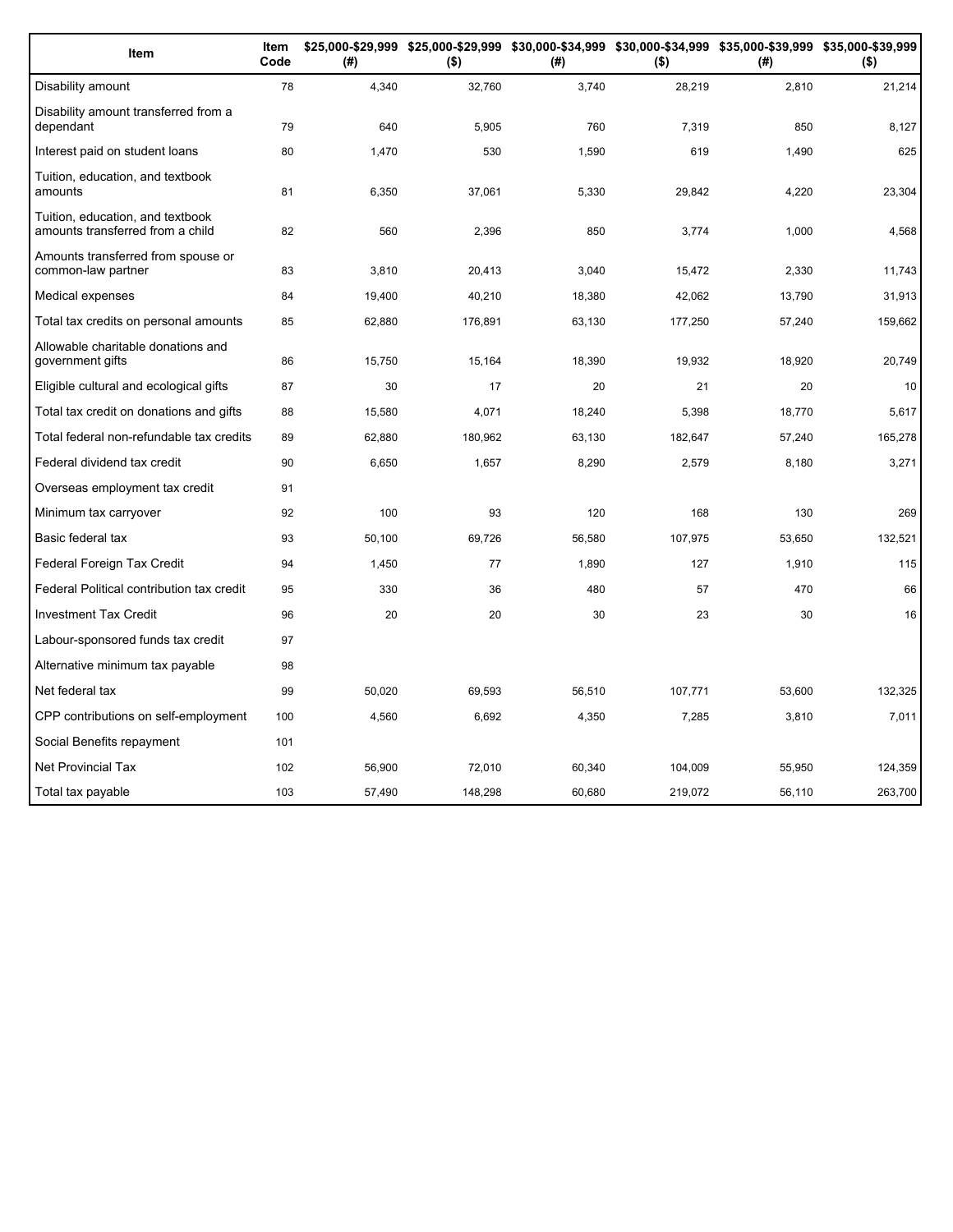| Item | Item Code | $25,000-$29,999 (#) | $25,000-$29,999 ($) | $30,000-$34,999 (#) | $30,000-$34,999 ($) | $35,000-$39,999 (#) | $35,000-$39,999 ($) |
|---|---|---|---|---|---|---|---|
| Disability amount | 78 | 4,340 | 32,760 | 3,740 | 28,219 | 2,810 | 21,214 |
| Disability amount transferred from a dependant | 79 | 640 | 5,905 | 760 | 7,319 | 850 | 8,127 |
| Interest paid on student loans | 80 | 1,470 | 530 | 1,590 | 619 | 1,490 | 625 |
| Tuition, education, and textbook amounts | 81 | 6,350 | 37,061 | 5,330 | 29,842 | 4,220 | 23,304 |
| Tuition, education, and textbook amounts transferred from a child | 82 | 560 | 2,396 | 850 | 3,774 | 1,000 | 4,568 |
| Amounts transferred from spouse or common-law partner | 83 | 3,810 | 20,413 | 3,040 | 15,472 | 2,330 | 11,743 |
| Medical expenses | 84 | 19,400 | 40,210 | 18,380 | 42,062 | 13,790 | 31,913 |
| Total tax credits on personal amounts | 85 | 62,880 | 176,891 | 63,130 | 177,250 | 57,240 | 159,662 |
| Allowable charitable donations and government gifts | 86 | 15,750 | 15,164 | 18,390 | 19,932 | 18,920 | 20,749 |
| Eligible cultural and ecological gifts | 87 | 30 | 17 | 20 | 21 | 20 | 10 |
| Total tax credit on donations and gifts | 88 | 15,580 | 4,071 | 18,240 | 5,398 | 18,770 | 5,617 |
| Total federal non-refundable tax credits | 89 | 62,880 | 180,962 | 63,130 | 182,647 | 57,240 | 165,278 |
| Federal dividend tax credit | 90 | 6,650 | 1,657 | 8,290 | 2,579 | 8,180 | 3,271 |
| Overseas employment tax credit | 91 | | | | | | |
| Minimum tax carryover | 92 | 100 | 93 | 120 | 168 | 130 | 269 |
| Basic federal tax | 93 | 50,100 | 69,726 | 56,580 | 107,975 | 53,650 | 132,521 |
| Federal Foreign Tax Credit | 94 | 1,450 | 77 | 1,890 | 127 | 1,910 | 115 |
| Federal Political contribution tax credit | 95 | 330 | 36 | 480 | 57 | 470 | 66 |
| Investment Tax Credit | 96 | 20 | 20 | 30 | 23 | 30 | 16 |
| Labour-sponsored funds tax credit | 97 | | | | | | |
| Alternative minimum tax payable | 98 | | | | | | |
| Net federal tax | 99 | 50,020 | 69,593 | 56,510 | 107,771 | 53,600 | 132,325 |
| CPP contributions on self-employment | 100 | 4,560 | 6,692 | 4,350 | 7,285 | 3,810 | 7,011 |
| Social Benefits repayment | 101 | | | | | | |
| Net Provincial Tax | 102 | 56,900 | 72,010 | 60,340 | 104,009 | 55,950 | 124,359 |
| Total tax payable | 103 | 57,490 | 148,298 | 60,680 | 219,072 | 56,110 | 263,700 |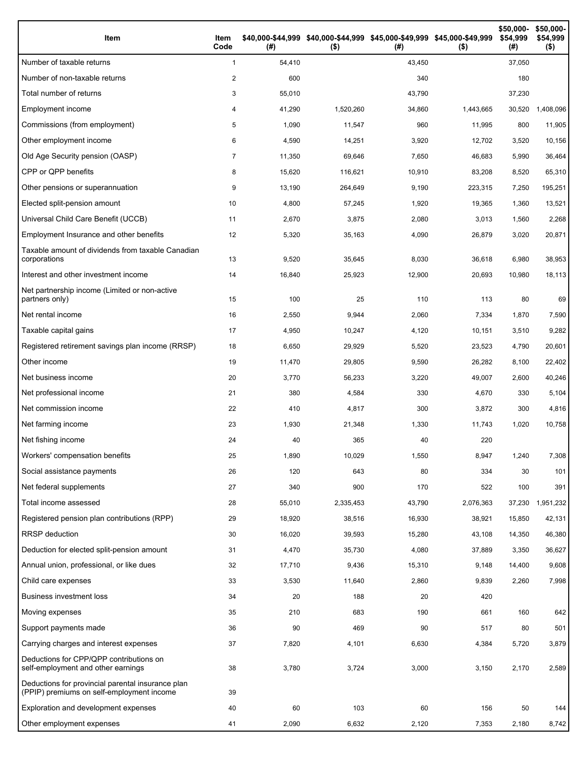| Item | Item Code | $40,000-$44,999 (#) | $40,000-$44,999 ($) | $45,000-$49,999 (#) | $45,000-$49,999 ($) | $50,000-$54,999 (#) | $50,000-$54,999 ($) |
|---|---|---|---|---|---|---|---|
| Number of taxable returns | 1 | 54,410 | | 43,450 | | 37,050 | |
| Number of non-taxable returns | 2 | 600 | | 340 | | 180 | |
| Total number of returns | 3 | 55,010 | | 43,790 | | 37,230 | |
| Employment income | 4 | 41,290 | 1,520,260 | 34,860 | 1,443,665 | 30,520 | 1,408,096 |
| Commissions (from employment) | 5 | 1,090 | 11,547 | 960 | 11,995 | 800 | 11,905 |
| Other employment income | 6 | 4,590 | 14,251 | 3,920 | 12,702 | 3,520 | 10,156 |
| Old Age Security pension (OASP) | 7 | 11,350 | 69,646 | 7,650 | 46,683 | 5,990 | 36,464 |
| CPP or QPP benefits | 8 | 15,620 | 116,621 | 10,910 | 83,208 | 8,520 | 65,310 |
| Other pensions or superannuation | 9 | 13,190 | 264,649 | 9,190 | 223,315 | 7,250 | 195,251 |
| Elected split-pension amount | 10 | 4,800 | 57,245 | 1,920 | 19,365 | 1,360 | 13,521 |
| Universal Child Care Benefit (UCCB) | 11 | 2,670 | 3,875 | 2,080 | 3,013 | 1,560 | 2,268 |
| Employment Insurance and other benefits | 12 | 5,320 | 35,163 | 4,090 | 26,879 | 3,020 | 20,871 |
| Taxable amount of dividends from taxable Canadian corporations | 13 | 9,520 | 35,645 | 8,030 | 36,618 | 6,980 | 38,953 |
| Interest and other investment income | 14 | 16,840 | 25,923 | 12,900 | 20,693 | 10,980 | 18,113 |
| Net partnership income (Limited or non-active partners only) | 15 | 100 | 25 | 110 | 113 | 80 | 69 |
| Net rental income | 16 | 2,550 | 9,944 | 2,060 | 7,334 | 1,870 | 7,590 |
| Taxable capital gains | 17 | 4,950 | 10,247 | 4,120 | 10,151 | 3,510 | 9,282 |
| Registered retirement savings plan income (RRSP) | 18 | 6,650 | 29,929 | 5,520 | 23,523 | 4,790 | 20,601 |
| Other income | 19 | 11,470 | 29,805 | 9,590 | 26,282 | 8,100 | 22,402 |
| Net business income | 20 | 3,770 | 56,233 | 3,220 | 49,007 | 2,600 | 40,246 |
| Net professional income | 21 | 380 | 4,584 | 330 | 4,670 | 330 | 5,104 |
| Net commission income | 22 | 410 | 4,817 | 300 | 3,872 | 300 | 4,816 |
| Net farming income | 23 | 1,930 | 21,348 | 1,330 | 11,743 | 1,020 | 10,758 |
| Net fishing income | 24 | 40 | 365 | 40 | 220 | | |
| Workers' compensation benefits | 25 | 1,890 | 10,029 | 1,550 | 8,947 | 1,240 | 7,308 |
| Social assistance payments | 26 | 120 | 643 | 80 | 334 | 30 | 101 |
| Net federal supplements | 27 | 340 | 900 | 170 | 522 | 100 | 391 |
| Total income assessed | 28 | 55,010 | 2,335,453 | 43,790 | 2,076,363 | 37,230 | 1,951,232 |
| Registered pension plan contributions (RPP) | 29 | 18,920 | 38,516 | 16,930 | 38,921 | 15,850 | 42,131 |
| RRSP deduction | 30 | 16,020 | 39,593 | 15,280 | 43,108 | 14,350 | 46,380 |
| Deduction for elected split-pension amount | 31 | 4,470 | 35,730 | 4,080 | 37,889 | 3,350 | 36,627 |
| Annual union, professional, or like dues | 32 | 17,710 | 9,436 | 15,310 | 9,148 | 14,400 | 9,608 |
| Child care expenses | 33 | 3,530 | 11,640 | 2,860 | 9,839 | 2,260 | 7,998 |
| Business investment loss | 34 | 20 | 188 | 20 | 420 | | |
| Moving expenses | 35 | 210 | 683 | 190 | 661 | 160 | 642 |
| Support payments made | 36 | 90 | 469 | 90 | 517 | 80 | 501 |
| Carrying charges and interest expenses | 37 | 7,820 | 4,101 | 6,630 | 4,384 | 5,720 | 3,879 |
| Deductions for CPP/QPP contributions on self-employment and other earnings | 38 | 3,780 | 3,724 | 3,000 | 3,150 | 2,170 | 2,589 |
| Deductions for provincial parental insurance plan (PPIP) premiums on self-employment income | 39 | | | | | | |
| Exploration and development expenses | 40 | 60 | 103 | 60 | 156 | 50 | 144 |
| Other employment expenses | 41 | 2,090 | 6,632 | 2,120 | 7,353 | 2,180 | 8,742 |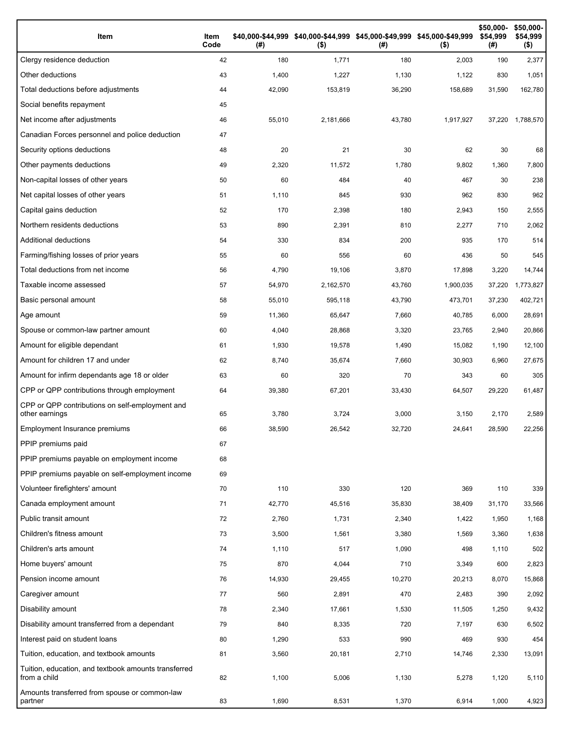| Item | Item Code | $40,000-$44,999 (#) | $40,000-$44,999 ($) | $45,000-$49,999 (#) | $45,000-$49,999 ($) | $50,000-$54,999 (#) | $50,000-$54,999 ($) |
|---|---|---|---|---|---|---|---|
| Clergy residence deduction | 42 | 180 | 1,771 | 180 | 2,003 | 190 | 2,377 |
| Other deductions | 43 | 1,400 | 1,227 | 1,130 | 1,122 | 830 | 1,051 |
| Total deductions before adjustments | 44 | 42,090 | 153,819 | 36,290 | 158,689 | 31,590 | 162,780 |
| Social benefits repayment | 45 | | | | | | |
| Net income after adjustments | 46 | 55,010 | 2,181,666 | 43,780 | 1,917,927 | 37,220 | 1,788,570 |
| Canadian Forces personnel and police deduction | 47 | | | | | | |
| Security options deductions | 48 | 20 | 21 | 30 | 62 | 30 | 68 |
| Other payments deductions | 49 | 2,320 | 11,572 | 1,780 | 9,802 | 1,360 | 7,800 |
| Non-capital losses of other years | 50 | 60 | 484 | 40 | 467 | 30 | 238 |
| Net capital losses of other years | 51 | 1,110 | 845 | 930 | 962 | 830 | 962 |
| Capital gains deduction | 52 | 170 | 2,398 | 180 | 2,943 | 150 | 2,555 |
| Northern residents deductions | 53 | 890 | 2,391 | 810 | 2,277 | 710 | 2,062 |
| Additional deductions | 54 | 330 | 834 | 200 | 935 | 170 | 514 |
| Farming/fishing losses of prior years | 55 | 60 | 556 | 60 | 436 | 50 | 545 |
| Total deductions from net income | 56 | 4,790 | 19,106 | 3,870 | 17,898 | 3,220 | 14,744 |
| Taxable income assessed | 57 | 54,970 | 2,162,570 | 43,760 | 1,900,035 | 37,220 | 1,773,827 |
| Basic personal amount | 58 | 55,010 | 595,118 | 43,790 | 473,701 | 37,230 | 402,721 |
| Age amount | 59 | 11,360 | 65,647 | 7,660 | 40,785 | 6,000 | 28,691 |
| Spouse or common-law partner amount | 60 | 4,040 | 28,868 | 3,320 | 23,765 | 2,940 | 20,866 |
| Amount for eligible dependant | 61 | 1,930 | 19,578 | 1,490 | 15,082 | 1,190 | 12,100 |
| Amount for children 17 and under | 62 | 8,740 | 35,674 | 7,660 | 30,903 | 6,960 | 27,675 |
| Amount for infirm dependants age 18 or older | 63 | 60 | 320 | 70 | 343 | 60 | 305 |
| CPP or QPP contributions through employment | 64 | 39,380 | 67,201 | 33,430 | 64,507 | 29,220 | 61,487 |
| CPP or QPP contributions on self-employment and other earnings | 65 | 3,780 | 3,724 | 3,000 | 3,150 | 2,170 | 2,589 |
| Employment Insurance premiums | 66 | 38,590 | 26,542 | 32,720 | 24,641 | 28,590 | 22,256 |
| PPIP premiums paid | 67 | | | | | | |
| PPIP premiums payable on employment income | 68 | | | | | | |
| PPIP premiums payable on self-employment income | 69 | | | | | | |
| Volunteer firefighters' amount | 70 | 110 | 330 | 120 | 369 | 110 | 339 |
| Canada employment amount | 71 | 42,770 | 45,516 | 35,830 | 38,409 | 31,170 | 33,566 |
| Public transit amount | 72 | 2,760 | 1,731 | 2,340 | 1,422 | 1,950 | 1,168 |
| Children's fitness amount | 73 | 3,500 | 1,561 | 3,380 | 1,569 | 3,360 | 1,638 |
| Children's arts amount | 74 | 1,110 | 517 | 1,090 | 498 | 1,110 | 502 |
| Home buyers' amount | 75 | 870 | 4,044 | 710 | 3,349 | 600 | 2,823 |
| Pension income amount | 76 | 14,930 | 29,455 | 10,270 | 20,213 | 8,070 | 15,868 |
| Caregiver amount | 77 | 560 | 2,891 | 470 | 2,483 | 390 | 2,092 |
| Disability amount | 78 | 2,340 | 17,661 | 1,530 | 11,505 | 1,250 | 9,432 |
| Disability amount transferred from a dependant | 79 | 840 | 8,335 | 720 | 7,197 | 630 | 6,502 |
| Interest paid on student loans | 80 | 1,290 | 533 | 990 | 469 | 930 | 454 |
| Tuition, education, and textbook amounts | 81 | 3,560 | 20,181 | 2,710 | 14,746 | 2,330 | 13,091 |
| Tuition, education, and textbook amounts transferred from a child | 82 | 1,100 | 5,006 | 1,130 | 5,278 | 1,120 | 5,110 |
| Amounts transferred from spouse or common-law partner | 83 | 1,690 | 8,531 | 1,370 | 6,914 | 1,000 | 4,923 |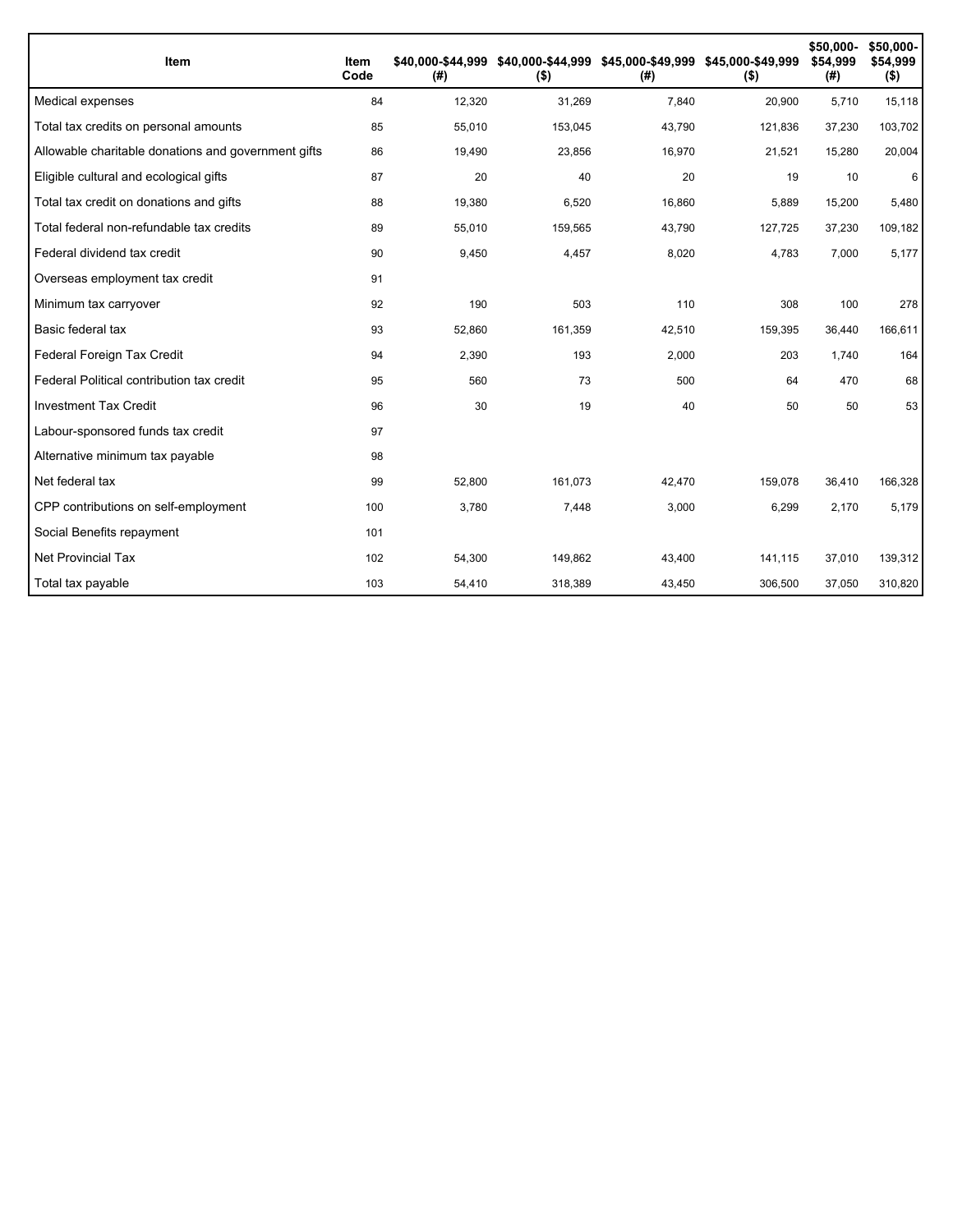| Item | Item Code | $40,000-$44,999 (#) | $40,000-$44,999 ($) | $45,000-$49,999 (#) | $45,000-$49,999 ($) | $50,000-$54,999 (#) | $50,000-$54,999 ($) |
|---|---|---|---|---|---|---|---|
| Medical expenses | 84 | 12,320 | 31,269 | 7,840 | 20,900 | 5,710 | 15,118 |
| Total tax credits on personal amounts | 85 | 55,010 | 153,045 | 43,790 | 121,836 | 37,230 | 103,702 |
| Allowable charitable donations and government gifts | 86 | 19,490 | 23,856 | 16,970 | 21,521 | 15,280 | 20,004 |
| Eligible cultural and ecological gifts | 87 | 20 | 40 | 20 | 19 | 10 | 6 |
| Total tax credit on donations and gifts | 88 | 19,380 | 6,520 | 16,860 | 5,889 | 15,200 | 5,480 |
| Total federal non-refundable tax credits | 89 | 55,010 | 159,565 | 43,790 | 127,725 | 37,230 | 109,182 |
| Federal dividend tax credit | 90 | 9,450 | 4,457 | 8,020 | 4,783 | 7,000 | 5,177 |
| Overseas employment tax credit | 91 | | | | | | |
| Minimum tax carryover | 92 | 190 | 503 | 110 | 308 | 100 | 278 |
| Basic federal tax | 93 | 52,860 | 161,359 | 42,510 | 159,395 | 36,440 | 166,611 |
| Federal Foreign Tax Credit | 94 | 2,390 | 193 | 2,000 | 203 | 1,740 | 164 |
| Federal Political contribution tax credit | 95 | 560 | 73 | 500 | 64 | 470 | 68 |
| Investment Tax Credit | 96 | 30 | 19 | 40 | 50 | 50 | 53 |
| Labour-sponsored funds tax credit | 97 | | | | | | |
| Alternative minimum tax payable | 98 | | | | | | |
| Net federal tax | 99 | 52,800 | 161,073 | 42,470 | 159,078 | 36,410 | 166,328 |
| CPP contributions on self-employment | 100 | 3,780 | 7,448 | 3,000 | 6,299 | 2,170 | 5,179 |
| Social Benefits repayment | 101 | | | | | | |
| Net Provincial Tax | 102 | 54,300 | 149,862 | 43,400 | 141,115 | 37,010 | 139,312 |
| Total tax payable | 103 | 54,410 | 318,389 | 43,450 | 306,500 | 37,050 | 310,820 |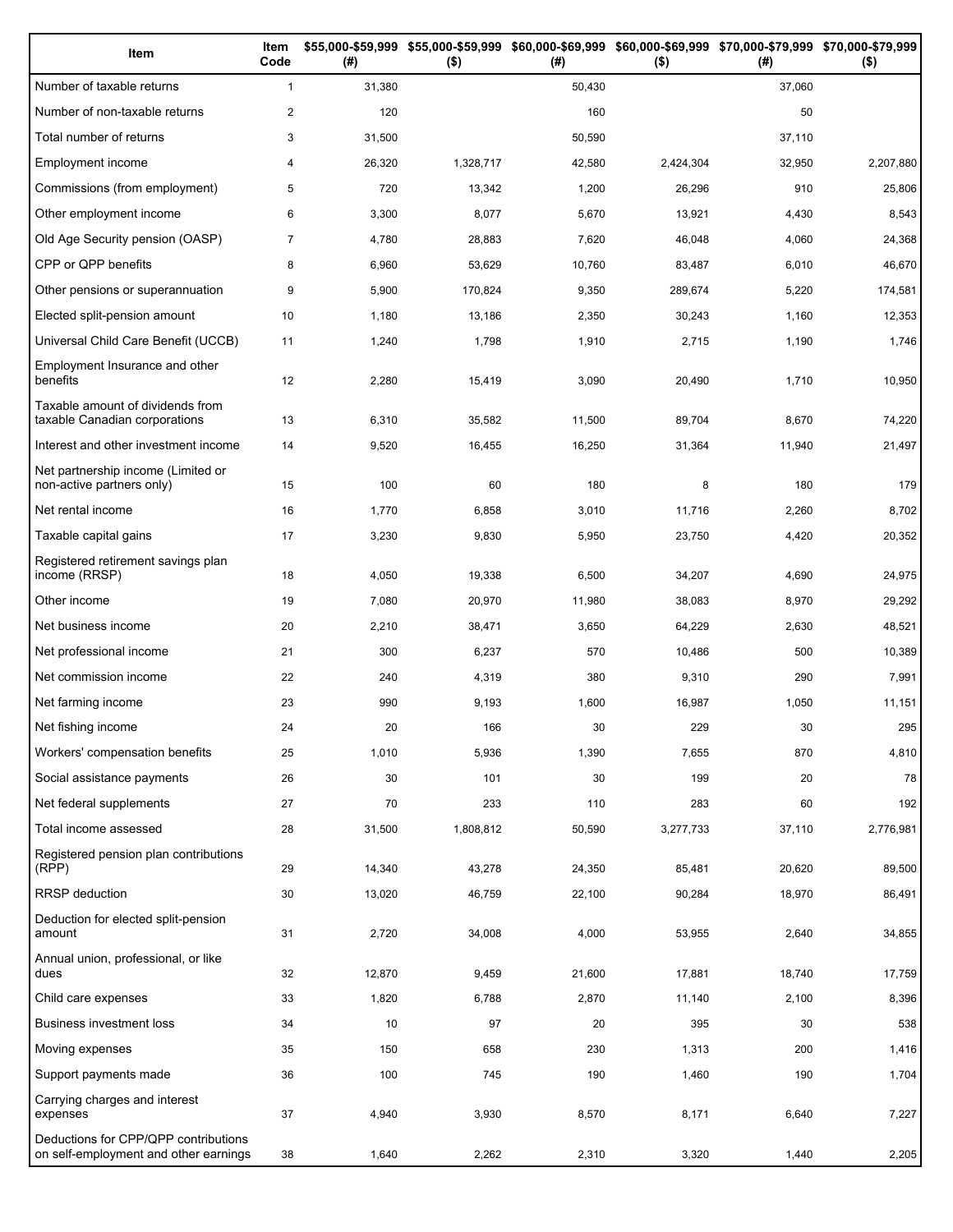| Item | Item Code | $55,000-$59,999 (#) | $55,000-$59,999 ($) | $60,000-$69,999 (#) | $60,000-$69,999 ($) | $70,000-$79,999 (#) | $70,000-$79,999 ($) |
|---|---|---|---|---|---|---|---|
| Number of taxable returns | 1 | 31,380 | | 50,430 | | 37,060 | |
| Number of non-taxable returns | 2 | 120 | | 160 | | 50 | |
| Total number of returns | 3 | 31,500 | | 50,590 | | 37,110 | |
| Employment income | 4 | 26,320 | 1,328,717 | 42,580 | 2,424,304 | 32,950 | 2,207,880 |
| Commissions (from employment) | 5 | 720 | 13,342 | 1,200 | 26,296 | 910 | 25,806 |
| Other employment income | 6 | 3,300 | 8,077 | 5,670 | 13,921 | 4,430 | 8,543 |
| Old Age Security pension (OASP) | 7 | 4,780 | 28,883 | 7,620 | 46,048 | 4,060 | 24,368 |
| CPP or QPP benefits | 8 | 6,960 | 53,629 | 10,760 | 83,487 | 6,010 | 46,670 |
| Other pensions or superannuation | 9 | 5,900 | 170,824 | 9,350 | 289,674 | 5,220 | 174,581 |
| Elected split-pension amount | 10 | 1,180 | 13,186 | 2,350 | 30,243 | 1,160 | 12,353 |
| Universal Child Care Benefit (UCCB) | 11 | 1,240 | 1,798 | 1,910 | 2,715 | 1,190 | 1,746 |
| Employment Insurance and other benefits | 12 | 2,280 | 15,419 | 3,090 | 20,490 | 1,710 | 10,950 |
| Taxable amount of dividends from taxable Canadian corporations | 13 | 6,310 | 35,582 | 11,500 | 89,704 | 8,670 | 74,220 |
| Interest and other investment income | 14 | 9,520 | 16,455 | 16,250 | 31,364 | 11,940 | 21,497 |
| Net partnership income (Limited or non-active partners only) | 15 | 100 | 60 | 180 | 8 | 180 | 179 |
| Net rental income | 16 | 1,770 | 6,858 | 3,010 | 11,716 | 2,260 | 8,702 |
| Taxable capital gains | 17 | 3,230 | 9,830 | 5,950 | 23,750 | 4,420 | 20,352 |
| Registered retirement savings plan income (RRSP) | 18 | 4,050 | 19,338 | 6,500 | 34,207 | 4,690 | 24,975 |
| Other income | 19 | 7,080 | 20,970 | 11,980 | 38,083 | 8,970 | 29,292 |
| Net business income | 20 | 2,210 | 38,471 | 3,650 | 64,229 | 2,630 | 48,521 |
| Net professional income | 21 | 300 | 6,237 | 570 | 10,486 | 500 | 10,389 |
| Net commission income | 22 | 240 | 4,319 | 380 | 9,310 | 290 | 7,991 |
| Net farming income | 23 | 990 | 9,193 | 1,600 | 16,987 | 1,050 | 11,151 |
| Net fishing income | 24 | 20 | 166 | 30 | 229 | 30 | 295 |
| Workers' compensation benefits | 25 | 1,010 | 5,936 | 1,390 | 7,655 | 870 | 4,810 |
| Social assistance payments | 26 | 30 | 101 | 30 | 199 | 20 | 78 |
| Net federal supplements | 27 | 70 | 233 | 110 | 283 | 60 | 192 |
| Total income assessed | 28 | 31,500 | 1,808,812 | 50,590 | 3,277,733 | 37,110 | 2,776,981 |
| Registered pension plan contributions (RPP) | 29 | 14,340 | 43,278 | 24,350 | 85,481 | 20,620 | 89,500 |
| RRSP deduction | 30 | 13,020 | 46,759 | 22,100 | 90,284 | 18,970 | 86,491 |
| Deduction for elected split-pension amount | 31 | 2,720 | 34,008 | 4,000 | 53,955 | 2,640 | 34,855 |
| Annual union, professional, or like dues | 32 | 12,870 | 9,459 | 21,600 | 17,881 | 18,740 | 17,759 |
| Child care expenses | 33 | 1,820 | 6,788 | 2,870 | 11,140 | 2,100 | 8,396 |
| Business investment loss | 34 | 10 | 97 | 20 | 395 | 30 | 538 |
| Moving expenses | 35 | 150 | 658 | 230 | 1,313 | 200 | 1,416 |
| Support payments made | 36 | 100 | 745 | 190 | 1,460 | 190 | 1,704 |
| Carrying charges and interest expenses | 37 | 4,940 | 3,930 | 8,570 | 8,171 | 6,640 | 7,227 |
| Deductions for CPP/QPP contributions on self-employment and other earnings | 38 | 1,640 | 2,262 | 2,310 | 3,320 | 1,440 | 2,205 |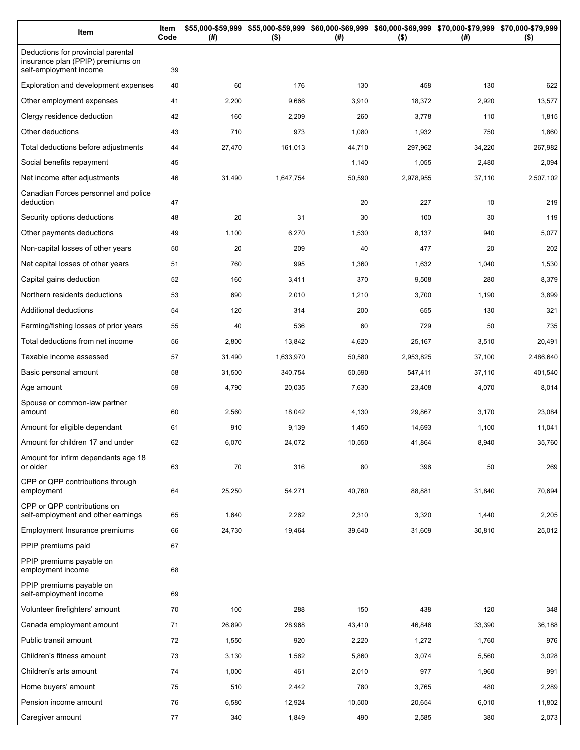| Item | Item Code | $55,000-$59,999 (#) | $55,000-$59,999 ($) | $60,000-$69,999 (#) | $60,000-$69,999 ($) | $70,000-$79,999 (#) | $70,000-$79,999 ($) |
|---|---|---|---|---|---|---|---|
| Deductions for provincial parental insurance plan (PPIP) premiums on self-employment income | 39 | | | | | | |
| Exploration and development expenses | 40 | 60 | 176 | 130 | 458 | 130 | 622 |
| Other employment expenses | 41 | 2,200 | 9,666 | 3,910 | 18,372 | 2,920 | 13,577 |
| Clergy residence deduction | 42 | 160 | 2,209 | 260 | 3,778 | 110 | 1,815 |
| Other deductions | 43 | 710 | 973 | 1,080 | 1,932 | 750 | 1,860 |
| Total deductions before adjustments | 44 | 27,470 | 161,013 | 44,710 | 297,962 | 34,220 | 267,982 |
| Social benefits repayment | 45 | | | 1,140 | 1,055 | 2,480 | 2,094 |
| Net income after adjustments | 46 | 31,490 | 1,647,754 | 50,590 | 2,978,955 | 37,110 | 2,507,102 |
| Canadian Forces personnel and police deduction | 47 | | | 20 | 227 | 10 | 219 |
| Security options deductions | 48 | 20 | 31 | 30 | 100 | 30 | 119 |
| Other payments deductions | 49 | 1,100 | 6,270 | 1,530 | 8,137 | 940 | 5,077 |
| Non-capital losses of other years | 50 | 20 | 209 | 40 | 477 | 20 | 202 |
| Net capital losses of other years | 51 | 760 | 995 | 1,360 | 1,632 | 1,040 | 1,530 |
| Capital gains deduction | 52 | 160 | 3,411 | 370 | 9,508 | 280 | 8,379 |
| Northern residents deductions | 53 | 690 | 2,010 | 1,210 | 3,700 | 1,190 | 3,899 |
| Additional deductions | 54 | 120 | 314 | 200 | 655 | 130 | 321 |
| Farming/fishing losses of prior years | 55 | 40 | 536 | 60 | 729 | 50 | 735 |
| Total deductions from net income | 56 | 2,800 | 13,842 | 4,620 | 25,167 | 3,510 | 20,491 |
| Taxable income assessed | 57 | 31,490 | 1,633,970 | 50,580 | 2,953,825 | 37,100 | 2,486,640 |
| Basic personal amount | 58 | 31,500 | 340,754 | 50,590 | 547,411 | 37,110 | 401,540 |
| Age amount | 59 | 4,790 | 20,035 | 7,630 | 23,408 | 4,070 | 8,014 |
| Spouse or common-law partner amount | 60 | 2,560 | 18,042 | 4,130 | 29,867 | 3,170 | 23,084 |
| Amount for eligible dependant | 61 | 910 | 9,139 | 1,450 | 14,693 | 1,100 | 11,041 |
| Amount for children 17 and under | 62 | 6,070 | 24,072 | 10,550 | 41,864 | 8,940 | 35,760 |
| Amount for infirm dependants age 18 or older | 63 | 70 | 316 | 80 | 396 | 50 | 269 |
| CPP or QPP contributions through employment | 64 | 25,250 | 54,271 | 40,760 | 88,881 | 31,840 | 70,694 |
| CPP or QPP contributions on self-employment and other earnings | 65 | 1,640 | 2,262 | 2,310 | 3,320 | 1,440 | 2,205 |
| Employment Insurance premiums | 66 | 24,730 | 19,464 | 39,640 | 31,609 | 30,810 | 25,012 |
| PPIP premiums paid | 67 | | | | | | |
| PPIP premiums payable on employment income | 68 | | | | | | |
| PPIP premiums payable on self-employment income | 69 | | | | | | |
| Volunteer firefighters' amount | 70 | 100 | 288 | 150 | 438 | 120 | 348 |
| Canada employment amount | 71 | 26,890 | 28,968 | 43,410 | 46,846 | 33,390 | 36,188 |
| Public transit amount | 72 | 1,550 | 920 | 2,220 | 1,272 | 1,760 | 976 |
| Children's fitness amount | 73 | 3,130 | 1,562 | 5,860 | 3,074 | 5,560 | 3,028 |
| Children's arts amount | 74 | 1,000 | 461 | 2,010 | 977 | 1,960 | 991 |
| Home buyers' amount | 75 | 510 | 2,442 | 780 | 3,765 | 480 | 2,289 |
| Pension income amount | 76 | 6,580 | 12,924 | 10,500 | 20,654 | 6,010 | 11,802 |
| Caregiver amount | 77 | 340 | 1,849 | 490 | 2,585 | 380 | 2,073 |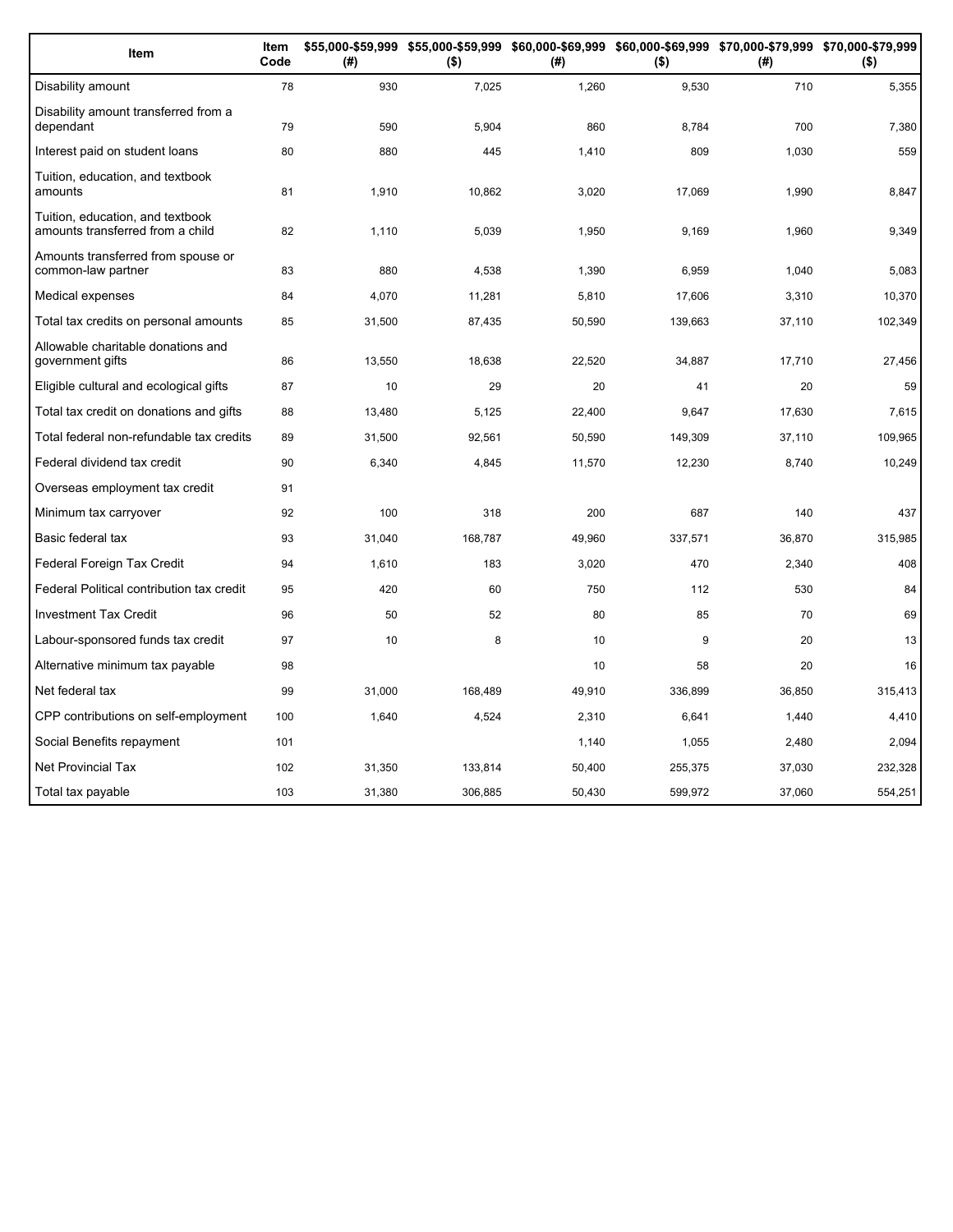| Item | Item Code | $55,000-$59,999 (#) | $55,000-$59,999 ($) | $60,000-$69,999 (#) | $60,000-$69,999 ($) | $70,000-$79,999 (#) | $70,000-$79,999 ($) |
|---|---|---|---|---|---|---|---|
| Disability amount | 78 | 930 | 7,025 | 1,260 | 9,530 | 710 | 5,355 |
| Disability amount transferred from a dependant | 79 | 590 | 5,904 | 860 | 8,784 | 700 | 7,380 |
| Interest paid on student loans | 80 | 880 | 445 | 1,410 | 809 | 1,030 | 559 |
| Tuition, education, and textbook amounts | 81 | 1,910 | 10,862 | 3,020 | 17,069 | 1,990 | 8,847 |
| Tuition, education, and textbook amounts transferred from a child | 82 | 1,110 | 5,039 | 1,950 | 9,169 | 1,960 | 9,349 |
| Amounts transferred from spouse or common-law partner | 83 | 880 | 4,538 | 1,390 | 6,959 | 1,040 | 5,083 |
| Medical expenses | 84 | 4,070 | 11,281 | 5,810 | 17,606 | 3,310 | 10,370 |
| Total tax credits on personal amounts | 85 | 31,500 | 87,435 | 50,590 | 139,663 | 37,110 | 102,349 |
| Allowable charitable donations and government gifts | 86 | 13,550 | 18,638 | 22,520 | 34,887 | 17,710 | 27,456 |
| Eligible cultural and ecological gifts | 87 | 10 | 29 | 20 | 41 | 20 | 59 |
| Total tax credit on donations and gifts | 88 | 13,480 | 5,125 | 22,400 | 9,647 | 17,630 | 7,615 |
| Total federal non-refundable tax credits | 89 | 31,500 | 92,561 | 50,590 | 149,309 | 37,110 | 109,965 |
| Federal dividend tax credit | 90 | 6,340 | 4,845 | 11,570 | 12,230 | 8,740 | 10,249 |
| Overseas employment tax credit | 91 | | | | | | |
| Minimum tax carryover | 92 | 100 | 318 | 200 | 687 | 140 | 437 |
| Basic federal tax | 93 | 31,040 | 168,787 | 49,960 | 337,571 | 36,870 | 315,985 |
| Federal Foreign Tax Credit | 94 | 1,610 | 183 | 3,020 | 470 | 2,340 | 408 |
| Federal Political contribution tax credit | 95 | 420 | 60 | 750 | 112 | 530 | 84 |
| Investment Tax Credit | 96 | 50 | 52 | 80 | 85 | 70 | 69 |
| Labour-sponsored funds tax credit | 97 | 10 | 8 | 10 | 9 | 20 | 13 |
| Alternative minimum tax payable | 98 | | | 10 | 58 | 20 | 16 |
| Net federal tax | 99 | 31,000 | 168,489 | 49,910 | 336,899 | 36,850 | 315,413 |
| CPP contributions on self-employment | 100 | 1,640 | 4,524 | 2,310 | 6,641 | 1,440 | 4,410 |
| Social Benefits repayment | 101 | | | 1,140 | 1,055 | 2,480 | 2,094 |
| Net Provincial Tax | 102 | 31,350 | 133,814 | 50,400 | 255,375 | 37,030 | 232,328 |
| Total tax payable | 103 | 31,380 | 306,885 | 50,430 | 599,972 | 37,060 | 554,251 |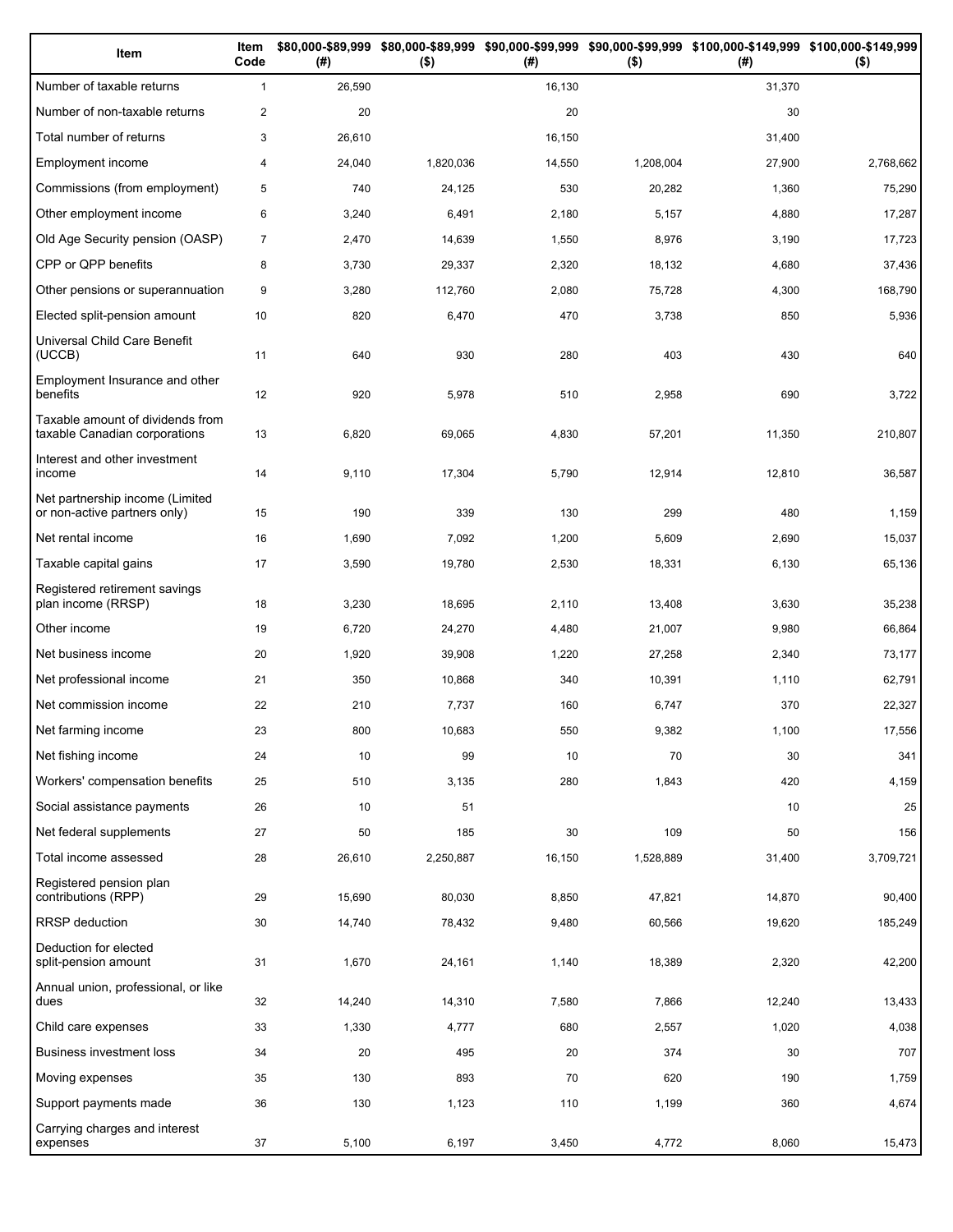| Item | Item Code | $80,000-$89,999 (#) | $80,000-$89,999 ($) | $90,000-$99,999 (#) | $90,000-$99,999 ($) | $100,000-$149,999 (#) | $100,000-$149,999 ($) |
|---|---|---|---|---|---|---|---|
| Number of taxable returns | 1 | 26,590 | | 16,130 | | 31,370 | |
| Number of non-taxable returns | 2 | 20 | | 20 | | 30 | |
| Total number of returns | 3 | 26,610 | | 16,150 | | 31,400 | |
| Employment income | 4 | 24,040 | 1,820,036 | 14,550 | 1,208,004 | 27,900 | 2,768,662 |
| Commissions (from employment) | 5 | 740 | 24,125 | 530 | 20,282 | 1,360 | 75,290 |
| Other employment income | 6 | 3,240 | 6,491 | 2,180 | 5,157 | 4,880 | 17,287 |
| Old Age Security pension (OASP) | 7 | 2,470 | 14,639 | 1,550 | 8,976 | 3,190 | 17,723 |
| CPP or QPP benefits | 8 | 3,730 | 29,337 | 2,320 | 18,132 | 4,680 | 37,436 |
| Other pensions or superannuation | 9 | 3,280 | 112,760 | 2,080 | 75,728 | 4,300 | 168,790 |
| Elected split-pension amount | 10 | 820 | 6,470 | 470 | 3,738 | 850 | 5,936 |
| Universal Child Care Benefit (UCCB) | 11 | 640 | 930 | 280 | 403 | 430 | 640 |
| Employment Insurance and other benefits | 12 | 920 | 5,978 | 510 | 2,958 | 690 | 3,722 |
| Taxable amount of dividends from taxable Canadian corporations | 13 | 6,820 | 69,065 | 4,830 | 57,201 | 11,350 | 210,807 |
| Interest and other investment income | 14 | 9,110 | 17,304 | 5,790 | 12,914 | 12,810 | 36,587 |
| Net partnership income (Limited or non-active partners only) | 15 | 190 | 339 | 130 | 299 | 480 | 1,159 |
| Net rental income | 16 | 1,690 | 7,092 | 1,200 | 5,609 | 2,690 | 15,037 |
| Taxable capital gains | 17 | 3,590 | 19,780 | 2,530 | 18,331 | 6,130 | 65,136 |
| Registered retirement savings plan income (RRSP) | 18 | 3,230 | 18,695 | 2,110 | 13,408 | 3,630 | 35,238 |
| Other income | 19 | 6,720 | 24,270 | 4,480 | 21,007 | 9,980 | 66,864 |
| Net business income | 20 | 1,920 | 39,908 | 1,220 | 27,258 | 2,340 | 73,177 |
| Net professional income | 21 | 350 | 10,868 | 340 | 10,391 | 1,110 | 62,791 |
| Net commission income | 22 | 210 | 7,737 | 160 | 6,747 | 370 | 22,327 |
| Net farming income | 23 | 800 | 10,683 | 550 | 9,382 | 1,100 | 17,556 |
| Net fishing income | 24 | 10 | 99 | 10 | 70 | 30 | 341 |
| Workers' compensation benefits | 25 | 510 | 3,135 | 280 | 1,843 | 420 | 4,159 |
| Social assistance payments | 26 | 10 | 51 | | | 10 | 25 |
| Net federal supplements | 27 | 50 | 185 | 30 | 109 | 50 | 156 |
| Total income assessed | 28 | 26,610 | 2,250,887 | 16,150 | 1,528,889 | 31,400 | 3,709,721 |
| Registered pension plan contributions (RPP) | 29 | 15,690 | 80,030 | 8,850 | 47,821 | 14,870 | 90,400 |
| RRSP deduction | 30 | 14,740 | 78,432 | 9,480 | 60,566 | 19,620 | 185,249 |
| Deduction for elected split-pension amount | 31 | 1,670 | 24,161 | 1,140 | 18,389 | 2,320 | 42,200 |
| Annual union, professional, or like dues | 32 | 14,240 | 14,310 | 7,580 | 7,866 | 12,240 | 13,433 |
| Child care expenses | 33 | 1,330 | 4,777 | 680 | 2,557 | 1,020 | 4,038 |
| Business investment loss | 34 | 20 | 495 | 20 | 374 | 30 | 707 |
| Moving expenses | 35 | 130 | 893 | 70 | 620 | 190 | 1,759 |
| Support payments made | 36 | 130 | 1,123 | 110 | 1,199 | 360 | 4,674 |
| Carrying charges and interest expenses | 37 | 5,100 | 6,197 | 3,450 | 4,772 | 8,060 | 15,473 |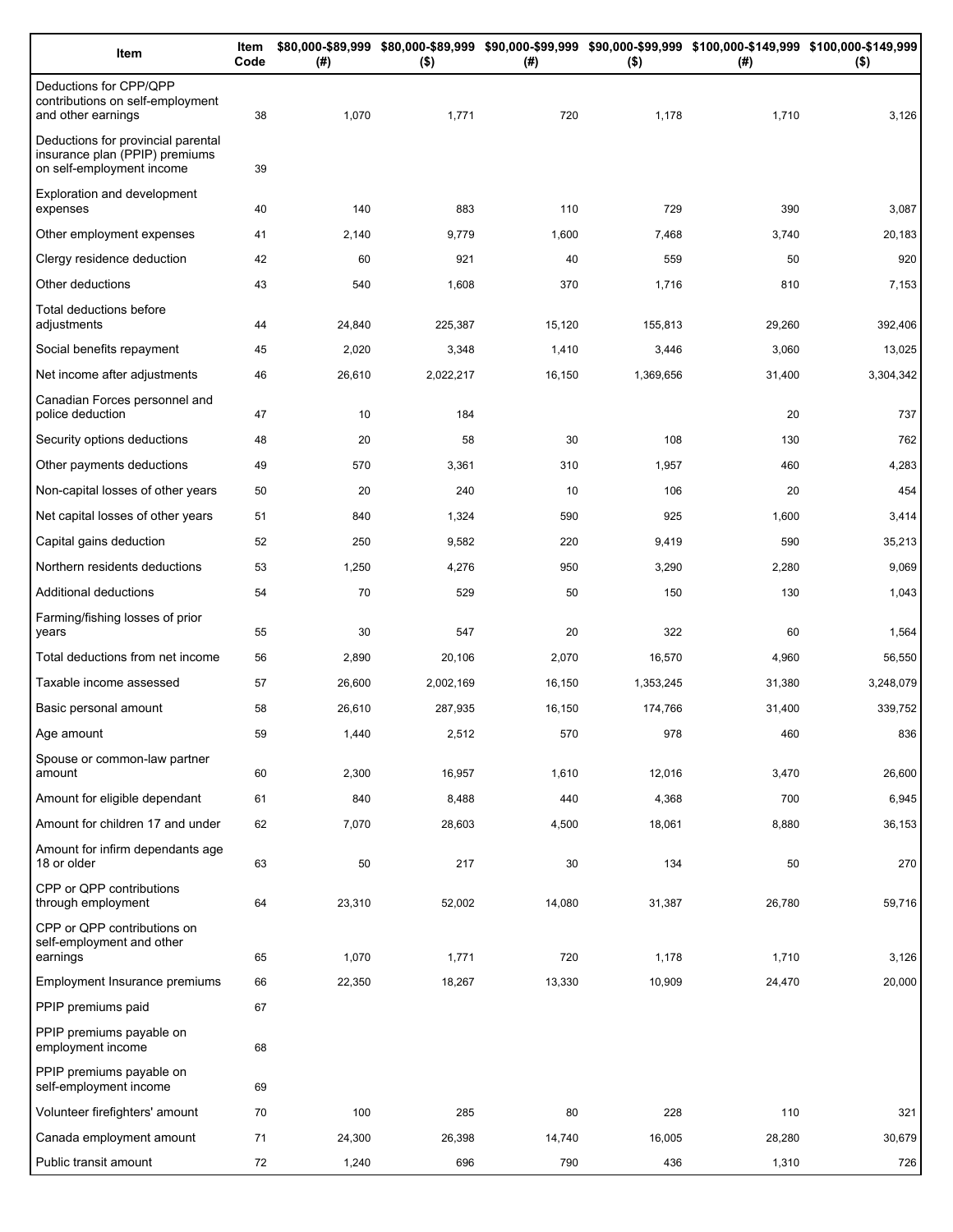| Item | Item Code | $80,000-$89,999 (#) | $80,000-$89,999 ($) | $90,000-$99,999 (#) | $90,000-$99,999 ($) | $100,000-$149,999 (#) | $100,000-$149,999 ($) |
|---|---|---|---|---|---|---|---|
| Deductions for CPP/QPP contributions on self-employment and other earnings | 38 | 1,070 | 1,771 | 720 | 1,178 | 1,710 | 3,126 |
| Deductions for provincial parental insurance plan (PPIP) premiums on self-employment income | 39 | | | | | | |
| Exploration and development expenses | 40 | 140 | 883 | 110 | 729 | 390 | 3,087 |
| Other employment expenses | 41 | 2,140 | 9,779 | 1,600 | 7,468 | 3,740 | 20,183 |
| Clergy residence deduction | 42 | 60 | 921 | 40 | 559 | 50 | 920 |
| Other deductions | 43 | 540 | 1,608 | 370 | 1,716 | 810 | 7,153 |
| Total deductions before adjustments | 44 | 24,840 | 225,387 | 15,120 | 155,813 | 29,260 | 392,406 |
| Social benefits repayment | 45 | 2,020 | 3,348 | 1,410 | 3,446 | 3,060 | 13,025 |
| Net income after adjustments | 46 | 26,610 | 2,022,217 | 16,150 | 1,369,656 | 31,400 | 3,304,342 |
| Canadian Forces personnel and police deduction | 47 | 10 | 184 | | | 20 | 737 |
| Security options deductions | 48 | 20 | 58 | 30 | 108 | 130 | 762 |
| Other payments deductions | 49 | 570 | 3,361 | 310 | 1,957 | 460 | 4,283 |
| Non-capital losses of other years | 50 | 20 | 240 | 10 | 106 | 20 | 454 |
| Net capital losses of other years | 51 | 840 | 1,324 | 590 | 925 | 1,600 | 3,414 |
| Capital gains deduction | 52 | 250 | 9,582 | 220 | 9,419 | 590 | 35,213 |
| Northern residents deductions | 53 | 1,250 | 4,276 | 950 | 3,290 | 2,280 | 9,069 |
| Additional deductions | 54 | 70 | 529 | 50 | 150 | 130 | 1,043 |
| Farming/fishing losses of prior years | 55 | 30 | 547 | 20 | 322 | 60 | 1,564 |
| Total deductions from net income | 56 | 2,890 | 20,106 | 2,070 | 16,570 | 4,960 | 56,550 |
| Taxable income assessed | 57 | 26,600 | 2,002,169 | 16,150 | 1,353,245 | 31,380 | 3,248,079 |
| Basic personal amount | 58 | 26,610 | 287,935 | 16,150 | 174,766 | 31,400 | 339,752 |
| Age amount | 59 | 1,440 | 2,512 | 570 | 978 | 460 | 836 |
| Spouse or common-law partner amount | 60 | 2,300 | 16,957 | 1,610 | 12,016 | 3,470 | 26,600 |
| Amount for eligible dependant | 61 | 840 | 8,488 | 440 | 4,368 | 700 | 6,945 |
| Amount for children 17 and under | 62 | 7,070 | 28,603 | 4,500 | 18,061 | 8,880 | 36,153 |
| Amount for infirm dependants age 18 or older | 63 | 50 | 217 | 30 | 134 | 50 | 270 |
| CPP or QPP contributions through employment | 64 | 23,310 | 52,002 | 14,080 | 31,387 | 26,780 | 59,716 |
| CPP or QPP contributions on self-employment and other earnings | 65 | 1,070 | 1,771 | 720 | 1,178 | 1,710 | 3,126 |
| Employment Insurance premiums | 66 | 22,350 | 18,267 | 13,330 | 10,909 | 24,470 | 20,000 |
| PPIP premiums paid | 67 | | | | | | |
| PPIP premiums payable on employment income | 68 | | | | | | |
| PPIP premiums payable on self-employment income | 69 | | | | | | |
| Volunteer firefighters' amount | 70 | 100 | 285 | 80 | 228 | 110 | 321 |
| Canada employment amount | 71 | 24,300 | 26,398 | 14,740 | 16,005 | 28,280 | 30,679 |
| Public transit amount | 72 | 1,240 | 696 | 790 | 436 | 1,310 | 726 |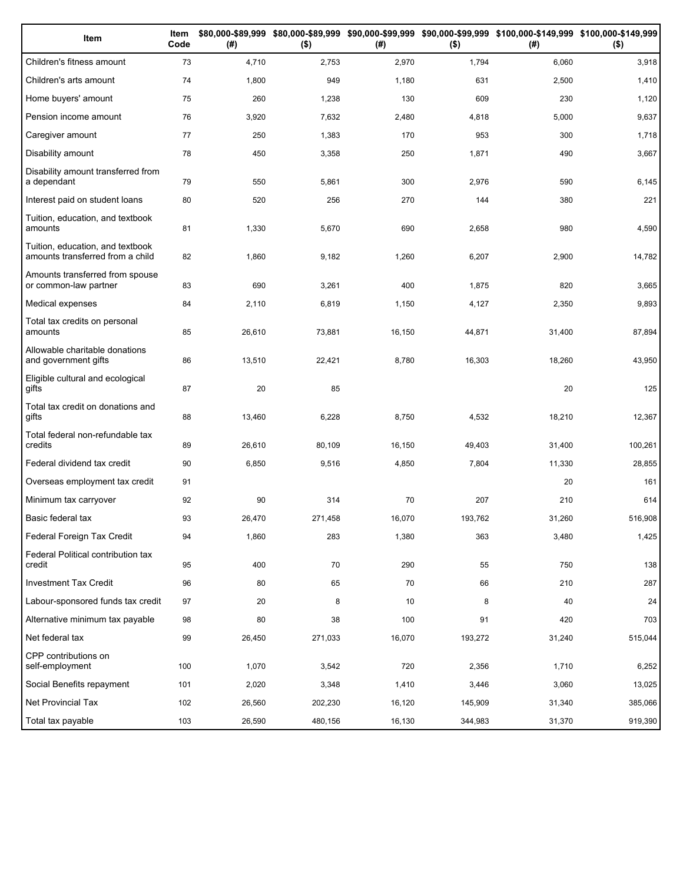| Item | Item Code | $80,000-$89,999 (#) | $80,000-$89,999 ($) | $90,000-$99,999 (#) | $90,000-$99,999 ($) | $100,000-$149,999 (#) | $100,000-$149,999 ($) |
|---|---|---|---|---|---|---|---|
| Children's fitness amount | 73 | 4,710 | 2,753 | 2,970 | 1,794 | 6,060 | 3,918 |
| Children's arts amount | 74 | 1,800 | 949 | 1,180 | 631 | 2,500 | 1,410 |
| Home buyers' amount | 75 | 260 | 1,238 | 130 | 609 | 230 | 1,120 |
| Pension income amount | 76 | 3,920 | 7,632 | 2,480 | 4,818 | 5,000 | 9,637 |
| Caregiver amount | 77 | 250 | 1,383 | 170 | 953 | 300 | 1,718 |
| Disability amount | 78 | 450 | 3,358 | 250 | 1,871 | 490 | 3,667 |
| Disability amount transferred from a dependant | 79 | 550 | 5,861 | 300 | 2,976 | 590 | 6,145 |
| Interest paid on student loans | 80 | 520 | 256 | 270 | 144 | 380 | 221 |
| Tuition, education, and textbook amounts | 81 | 1,330 | 5,670 | 690 | 2,658 | 980 | 4,590 |
| Tuition, education, and textbook amounts transferred from a child | 82 | 1,860 | 9,182 | 1,260 | 6,207 | 2,900 | 14,782 |
| Amounts transferred from spouse or common-law partner | 83 | 690 | 3,261 | 400 | 1,875 | 820 | 3,665 |
| Medical expenses | 84 | 2,110 | 6,819 | 1,150 | 4,127 | 2,350 | 9,893 |
| Total tax credits on personal amounts | 85 | 26,610 | 73,881 | 16,150 | 44,871 | 31,400 | 87,894 |
| Allowable charitable donations and government gifts | 86 | 13,510 | 22,421 | 8,780 | 16,303 | 18,260 | 43,950 |
| Eligible cultural and ecological gifts | 87 | 20 | 85 | | | 20 | 125 |
| Total tax credit on donations and gifts | 88 | 13,460 | 6,228 | 8,750 | 4,532 | 18,210 | 12,367 |
| Total federal non-refundable tax credits | 89 | 26,610 | 80,109 | 16,150 | 49,403 | 31,400 | 100,261 |
| Federal dividend tax credit | 90 | 6,850 | 9,516 | 4,850 | 7,804 | 11,330 | 28,855 |
| Overseas employment tax credit | 91 | | | | | 20 | 161 |
| Minimum tax carryover | 92 | 90 | 314 | 70 | 207 | 210 | 614 |
| Basic federal tax | 93 | 26,470 | 271,458 | 16,070 | 193,762 | 31,260 | 516,908 |
| Federal Foreign Tax Credit | 94 | 1,860 | 283 | 1,380 | 363 | 3,480 | 1,425 |
| Federal Political contribution tax credit | 95 | 400 | 70 | 290 | 55 | 750 | 138 |
| Investment Tax Credit | 96 | 80 | 65 | 70 | 66 | 210 | 287 |
| Labour-sponsored funds tax credit | 97 | 20 | 8 | 10 | 8 | 40 | 24 |
| Alternative minimum tax payable | 98 | 80 | 38 | 100 | 91 | 420 | 703 |
| Net federal tax | 99 | 26,450 | 271,033 | 16,070 | 193,272 | 31,240 | 515,044 |
| CPP contributions on self-employment | 100 | 1,070 | 3,542 | 720 | 2,356 | 1,710 | 6,252 |
| Social Benefits repayment | 101 | 2,020 | 3,348 | 1,410 | 3,446 | 3,060 | 13,025 |
| Net Provincial Tax | 102 | 26,560 | 202,230 | 16,120 | 145,909 | 31,340 | 385,066 |
| Total tax payable | 103 | 26,590 | 480,156 | 16,130 | 344,983 | 31,370 | 919,390 |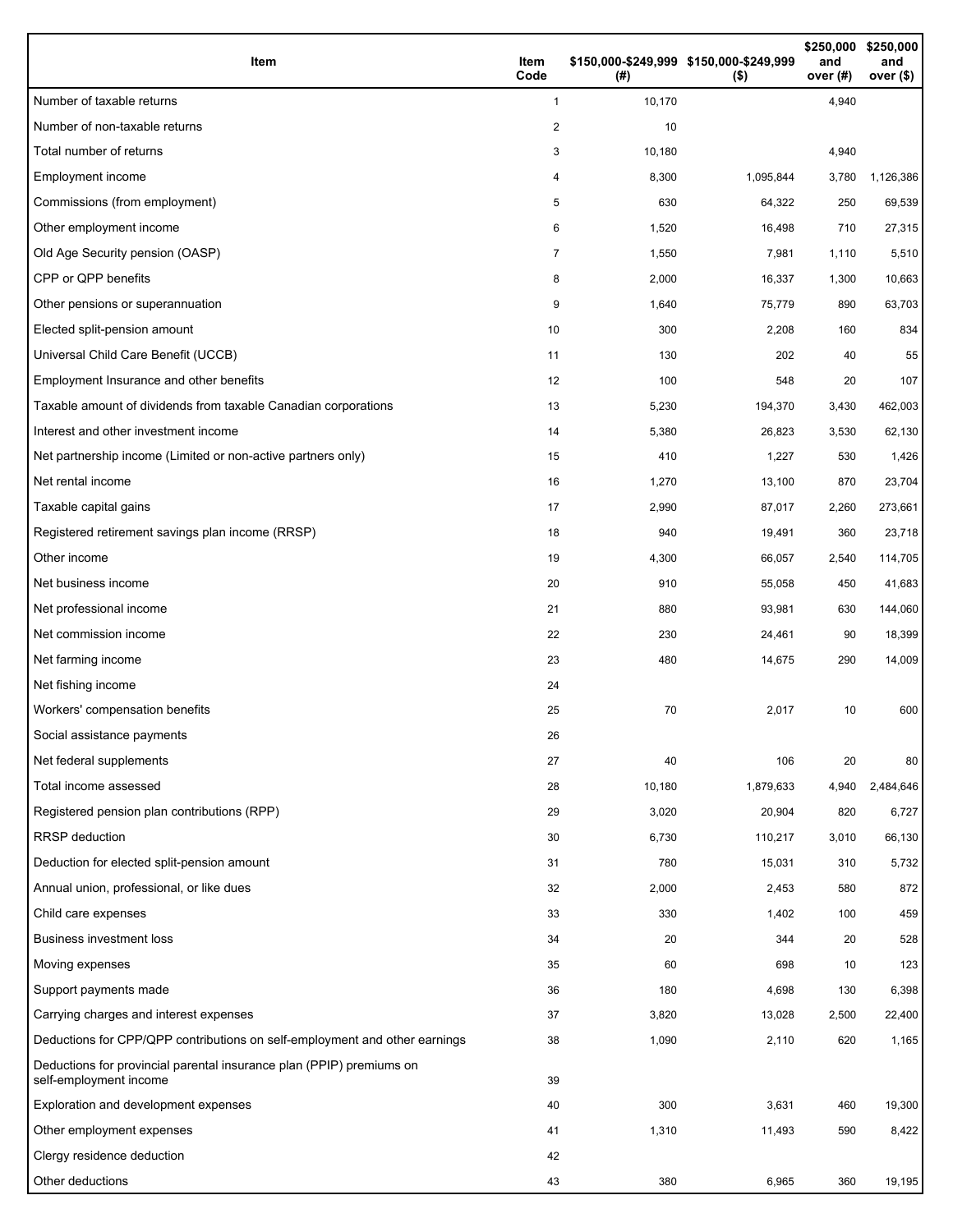| Item | Item Code | $150,000-$249,999 (#) | $150,000-$249,999 ($) | $250,000 and over (#) | $250,000 and over ($) |
|---|---|---|---|---|---|
| Number of taxable returns | 1 | 10,170 | | 4,940 | |
| Number of non-taxable returns | 2 | 10 | | | |
| Total number of returns | 3 | 10,180 | | 4,940 | |
| Employment income | 4 | 8,300 | 1,095,844 | 3,780 | 1,126,386 |
| Commissions (from employment) | 5 | 630 | 64,322 | 250 | 69,539 |
| Other employment income | 6 | 1,520 | 16,498 | 710 | 27,315 |
| Old Age Security pension (OASP) | 7 | 1,550 | 7,981 | 1,110 | 5,510 |
| CPP or QPP benefits | 8 | 2,000 | 16,337 | 1,300 | 10,663 |
| Other pensions or superannuation | 9 | 1,640 | 75,779 | 890 | 63,703 |
| Elected split-pension amount | 10 | 300 | 2,208 | 160 | 834 |
| Universal Child Care Benefit (UCCB) | 11 | 130 | 202 | 40 | 55 |
| Employment Insurance and other benefits | 12 | 100 | 548 | 20 | 107 |
| Taxable amount of dividends from taxable Canadian corporations | 13 | 5,230 | 194,370 | 3,430 | 462,003 |
| Interest and other investment income | 14 | 5,380 | 26,823 | 3,530 | 62,130 |
| Net partnership income (Limited or non-active partners only) | 15 | 410 | 1,227 | 530 | 1,426 |
| Net rental income | 16 | 1,270 | 13,100 | 870 | 23,704 |
| Taxable capital gains | 17 | 2,990 | 87,017 | 2,260 | 273,661 |
| Registered retirement savings plan income (RRSP) | 18 | 940 | 19,491 | 360 | 23,718 |
| Other income | 19 | 4,300 | 66,057 | 2,540 | 114,705 |
| Net business income | 20 | 910 | 55,058 | 450 | 41,683 |
| Net professional income | 21 | 880 | 93,981 | 630 | 144,060 |
| Net commission income | 22 | 230 | 24,461 | 90 | 18,399 |
| Net farming income | 23 | 480 | 14,675 | 290 | 14,009 |
| Net fishing income | 24 | | | | |
| Workers' compensation benefits | 25 | 70 | 2,017 | 10 | 600 |
| Social assistance payments | 26 | | | | |
| Net federal supplements | 27 | 40 | 106 | 20 | 80 |
| Total income assessed | 28 | 10,180 | 1,879,633 | 4,940 | 2,484,646 |
| Registered pension plan contributions (RPP) | 29 | 3,020 | 20,904 | 820 | 6,727 |
| RRSP deduction | 30 | 6,730 | 110,217 | 3,010 | 66,130 |
| Deduction for elected split-pension amount | 31 | 780 | 15,031 | 310 | 5,732 |
| Annual union, professional, or like dues | 32 | 2,000 | 2,453 | 580 | 872 |
| Child care expenses | 33 | 330 | 1,402 | 100 | 459 |
| Business investment loss | 34 | 20 | 344 | 20 | 528 |
| Moving expenses | 35 | 60 | 698 | 10 | 123 |
| Support payments made | 36 | 180 | 4,698 | 130 | 6,398 |
| Carrying charges and interest expenses | 37 | 3,820 | 13,028 | 2,500 | 22,400 |
| Deductions for CPP/QPP contributions on self-employment and other earnings | 38 | 1,090 | 2,110 | 620 | 1,165 |
| Deductions for provincial parental insurance plan (PPIP) premiums on self-employment income | 39 | | | | |
| Exploration and development expenses | 40 | 300 | 3,631 | 460 | 19,300 |
| Other employment expenses | 41 | 1,310 | 11,493 | 590 | 8,422 |
| Clergy residence deduction | 42 | | | | |
| Other deductions | 43 | 380 | 6,965 | 360 | 19,195 |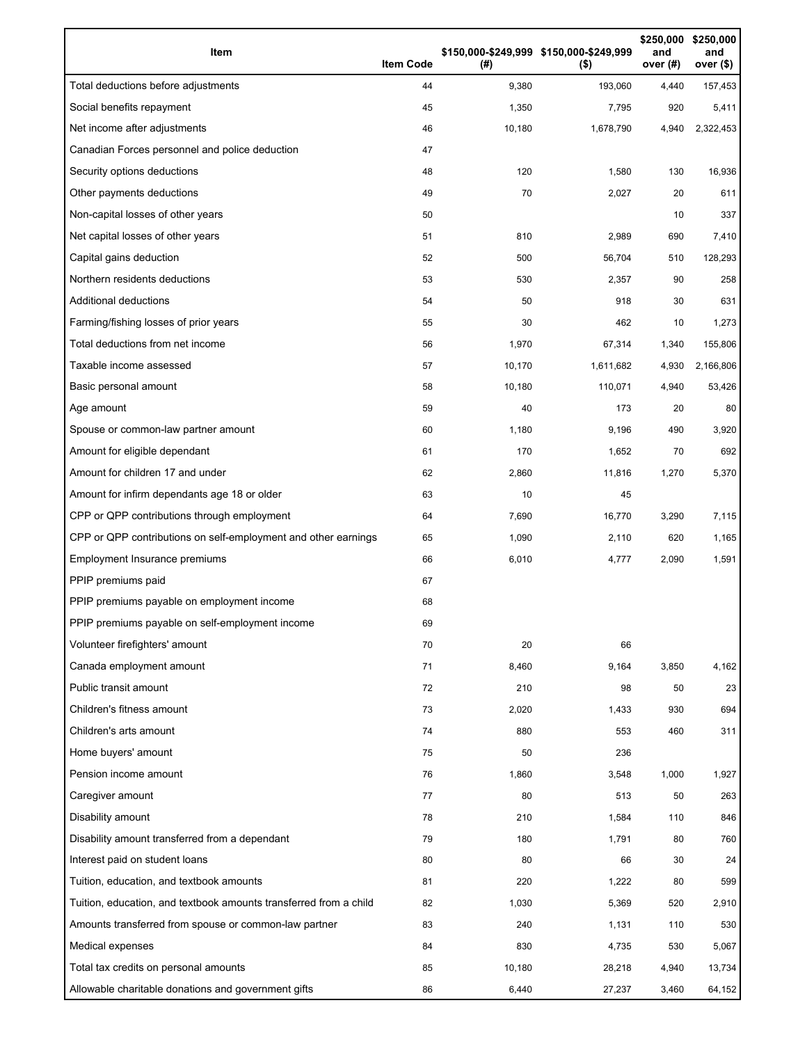| Item | Item Code | $150,000-$249,999 (#) | $150,000-$249,999 ($) | $250,000 and over (#) | $250,000 and over ($) |
| --- | --- | --- | --- | --- | --- |
| Total deductions before adjustments | 44 | 9,380 | 193,060 | 4,440 | 157,453 |
| Social benefits repayment | 45 | 1,350 | 7,795 | 920 | 5,411 |
| Net income after adjustments | 46 | 10,180 | 1,678,790 | 4,940 | 2,322,453 |
| Canadian Forces personnel and police deduction | 47 | | | | |
| Security options deductions | 48 | 120 | 1,580 | 130 | 16,936 |
| Other payments deductions | 49 | 70 | 2,027 | 20 | 611 |
| Non-capital losses of other years | 50 | | | 10 | 337 |
| Net capital losses of other years | 51 | 810 | 2,989 | 690 | 7,410 |
| Capital gains deduction | 52 | 500 | 56,704 | 510 | 128,293 |
| Northern residents deductions | 53 | 530 | 2,357 | 90 | 258 |
| Additional deductions | 54 | 50 | 918 | 30 | 631 |
| Farming/fishing losses of prior years | 55 | 30 | 462 | 10 | 1,273 |
| Total deductions from net income | 56 | 1,970 | 67,314 | 1,340 | 155,806 |
| Taxable income assessed | 57 | 10,170 | 1,611,682 | 4,930 | 2,166,806 |
| Basic personal amount | 58 | 10,180 | 110,071 | 4,940 | 53,426 |
| Age amount | 59 | 40 | 173 | 20 | 80 |
| Spouse or common-law partner amount | 60 | 1,180 | 9,196 | 490 | 3,920 |
| Amount for eligible dependant | 61 | 170 | 1,652 | 70 | 692 |
| Amount for children 17 and under | 62 | 2,860 | 11,816 | 1,270 | 5,370 |
| Amount for infirm dependants age 18 or older | 63 | 10 | 45 | | |
| CPP or QPP contributions through employment | 64 | 7,690 | 16,770 | 3,290 | 7,115 |
| CPP or QPP contributions on self-employment and other earnings | 65 | 1,090 | 2,110 | 620 | 1,165 |
| Employment Insurance premiums | 66 | 6,010 | 4,777 | 2,090 | 1,591 |
| PPIP premiums paid | 67 | | | | |
| PPIP premiums payable on employment income | 68 | | | | |
| PPIP premiums payable on self-employment income | 69 | | | | |
| Volunteer firefighters' amount | 70 | 20 | 66 | | |
| Canada employment amount | 71 | 8,460 | 9,164 | 3,850 | 4,162 |
| Public transit amount | 72 | 210 | 98 | 50 | 23 |
| Children's fitness amount | 73 | 2,020 | 1,433 | 930 | 694 |
| Children's arts amount | 74 | 880 | 553 | 460 | 311 |
| Home buyers' amount | 75 | 50 | 236 | | |
| Pension income amount | 76 | 1,860 | 3,548 | 1,000 | 1,927 |
| Caregiver amount | 77 | 80 | 513 | 50 | 263 |
| Disability amount | 78 | 210 | 1,584 | 110 | 846 |
| Disability amount transferred from a dependant | 79 | 180 | 1,791 | 80 | 760 |
| Interest paid on student loans | 80 | 80 | 66 | 30 | 24 |
| Tuition, education, and textbook amounts | 81 | 220 | 1,222 | 80 | 599 |
| Tuition, education, and textbook amounts transferred from a child | 82 | 1,030 | 5,369 | 520 | 2,910 |
| Amounts transferred from spouse or common-law partner | 83 | 240 | 1,131 | 110 | 530 |
| Medical expenses | 84 | 830 | 4,735 | 530 | 5,067 |
| Total tax credits on personal amounts | 85 | 10,180 | 28,218 | 4,940 | 13,734 |
| Allowable charitable donations and government gifts | 86 | 6,440 | 27,237 | 3,460 | 64,152 |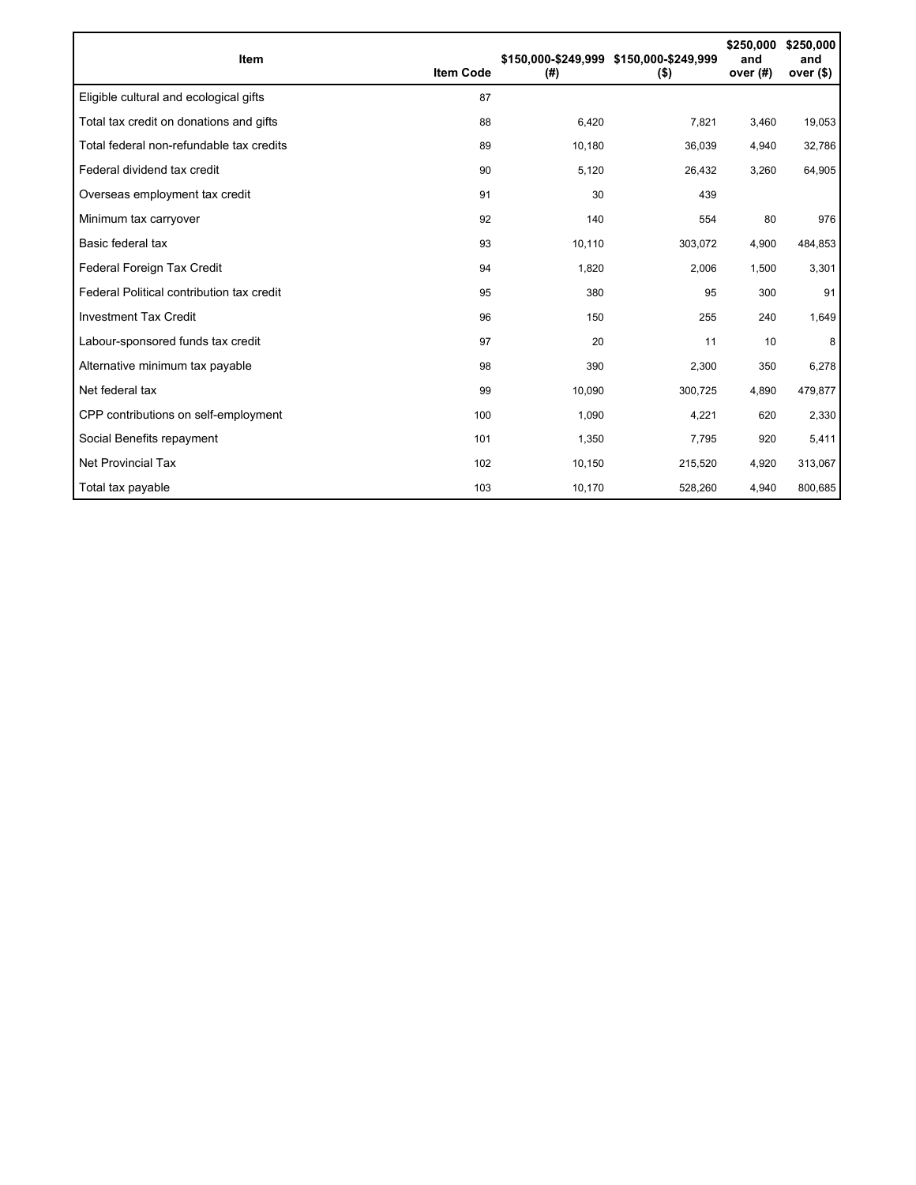| Item | Item Code | $150,000-$249,999 (#) | $150,000-$249,999 ($) | $250,000 and over (#) | $250,000 and over ($) |
|---|---|---|---|---|---|
| Eligible cultural and ecological gifts | 87 | | | | |
| Total tax credit on donations and gifts | 88 | 6,420 | 7,821 | 3,460 | 19,053 |
| Total federal non-refundable tax credits | 89 | 10,180 | 36,039 | 4,940 | 32,786 |
| Federal dividend tax credit | 90 | 5,120 | 26,432 | 3,260 | 64,905 |
| Overseas employment tax credit | 91 | 30 | 439 | | |
| Minimum tax carryover | 92 | 140 | 554 | 80 | 976 |
| Basic federal tax | 93 | 10,110 | 303,072 | 4,900 | 484,853 |
| Federal Foreign Tax Credit | 94 | 1,820 | 2,006 | 1,500 | 3,301 |
| Federal Political contribution tax credit | 95 | 380 | 95 | 300 | 91 |
| Investment Tax Credit | 96 | 150 | 255 | 240 | 1,649 |
| Labour-sponsored funds tax credit | 97 | 20 | 11 | 10 | 8 |
| Alternative minimum tax payable | 98 | 390 | 2,300 | 350 | 6,278 |
| Net federal tax | 99 | 10,090 | 300,725 | 4,890 | 479,877 |
| CPP contributions on self-employment | 100 | 1,090 | 4,221 | 620 | 2,330 |
| Social Benefits repayment | 101 | 1,350 | 7,795 | 920 | 5,411 |
| Net Provincial Tax | 102 | 10,150 | 215,520 | 4,920 | 313,067 |
| Total tax payable | 103 | 10,170 | 528,260 | 4,940 | 800,685 |